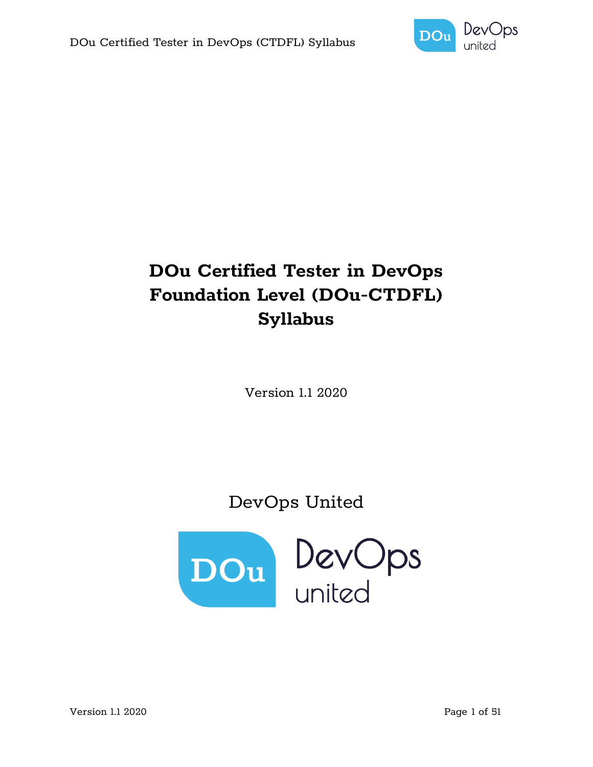# DOu Certified Tester in DevOps Foundation Level (DOu-CTDFL) Syllabus

Version 1.1 2020

DevOps United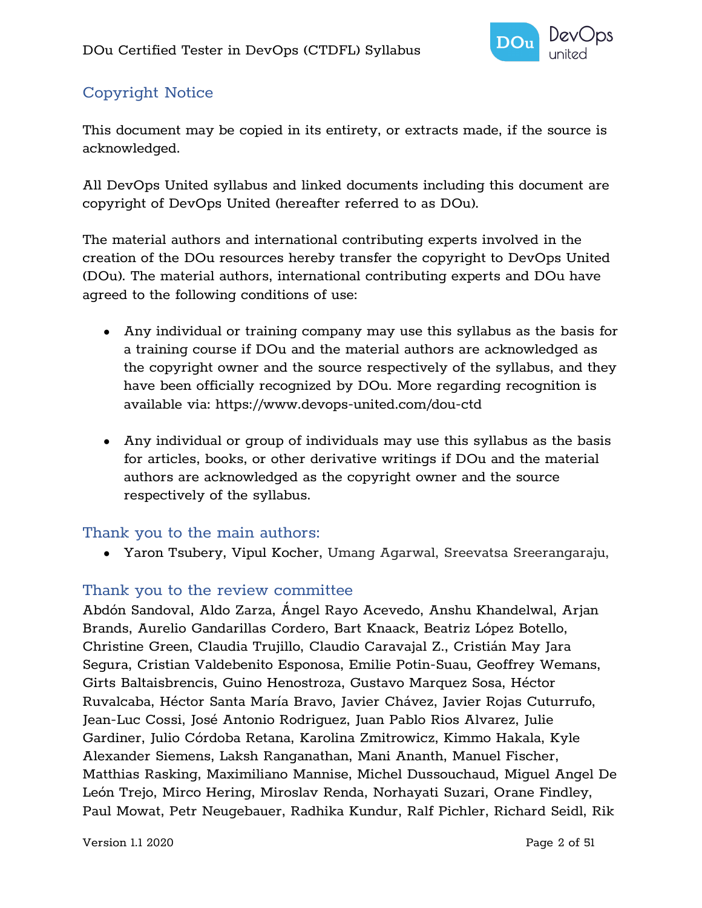## Copyright Notice

This document may be copied in its entirety, or extracts made, if the source is acknowledged.

All DevOps United syllabus and linked documents including this document are copyright of DevOps United (hereafter referred to as DOu).

The material authors and international contributing experts involved in the creation of the DOu resources hereby transfer the copyright to DevOps United (DOu). The material authors, international contributing experts and DOu have agreed to the following conditions of use:

- Any individual or training company may use this syllabus as the basis for a training course if DOu and the material authors are acknowledged as the copyright owner and the source respectively of the syllabus, and they have been officially recognized by DOu. More regarding recognition is available via: https://www.devops-united.com/dou-ctd

- Any individual or group of individuals may use this syllabus as the basis for articles, books, or other derivative writings if DOu and the material authors are acknowledged as the copyright owner and the source respectively of the syllabus.

## Thank you to the main authors:

- Yaron Tsubery, Vipul Kocher, Umang Agarwal, Sreevatsa Sreerangaraju,

## Thank you to the review committee

Abdón Sandoval, Aldo Zarza, Ángel Rayo Acevedo, Anshu Khandelwal, Arjan Brands, Aurelio Gandarillas Cordero, Bart Knaack, Beatriz López Botello, Christine Green, Claudia Trujillo, Claudio Caravajal Z., Cristián May Jara Segura, Cristian Valdebenito Esponosa, Emilie Potin-Suau, Geoffrey Wemans, Girts Baltaisbrencis, Guino Henostroza, Gustavo Marquez Sosa, Héctor Ruvalcaba, Héctor Santa María Bravo, Javier Chávez, Javier Rojas Cuturrufo, Jean-Luc Cossi, José Antonio Rodriguez, Juan Pablo Rios Alvarez, Julie Gardiner, Julio Córdoba Retana, Karolina Zmitrowicz, Kimmo Hakala, Kyle Alexander Siemens, Laksh Ranganathan, Mani Ananth, Manuel Fischer, Matthias Rasking, Maximiliano Mannise, Michel Dussouchaud, Miguel Angel De León Trejo, Mirco Hering, Miroslav Renda, Norhayati Suzari, Orane Findley, Paul Mowat, Petr Neugebauer, Radhika Kundur, Ralf Pichler, Richard Seidl, Rik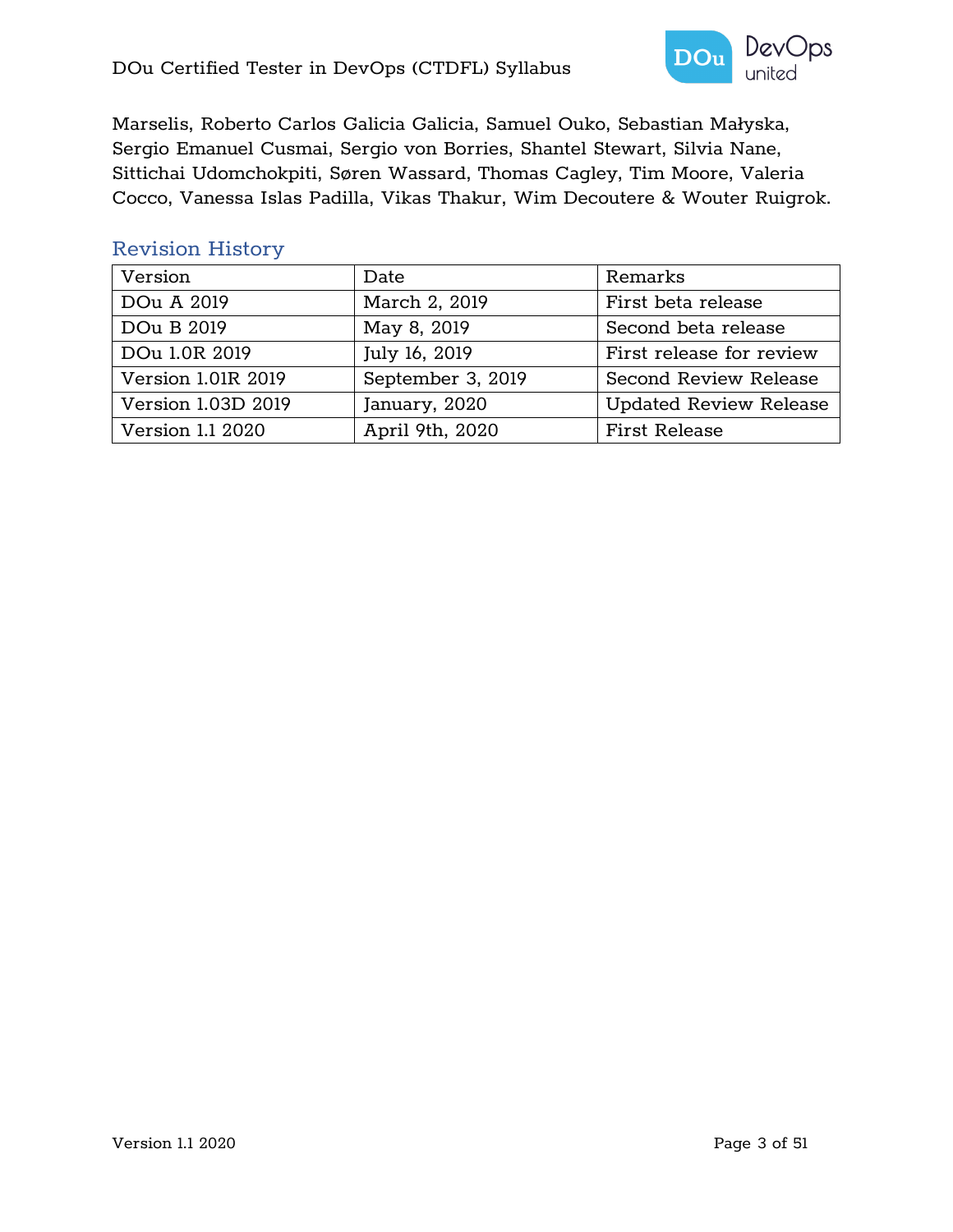Marselis, Roberto Carlos Galicia Galicia, Samuel Ouko, Sebastian Małyska, Sergio Emanuel Cusmai, Sergio von Borries, Shantel Stewart, Silvia Nane, Sittichai Udomchokpiti, Søren Wassard, Thomas Cagley, Tim Moore, Valeria Cocco, Vanessa Islas Padilla, Vikas Thakur, Wim Decoutere & Wouter Ruigrok.

## Revision History

| Version | Date | Remarks |
|---|---|---|
| DOu A 2019 | March 2, 2019 | First beta release |
| DOu B 2019 | May 8, 2019 | Second beta release |
| DOu 1.0R 2019 | July 16, 2019 | First release for review |
| Version 1.01R 2019 | September 3, 2019 | Second Review Release |
| Version 1.03D 2019 | January, 2020 | Updated Review Release |
| Version 1.1 2020 | April 9th, 2020 | First Release |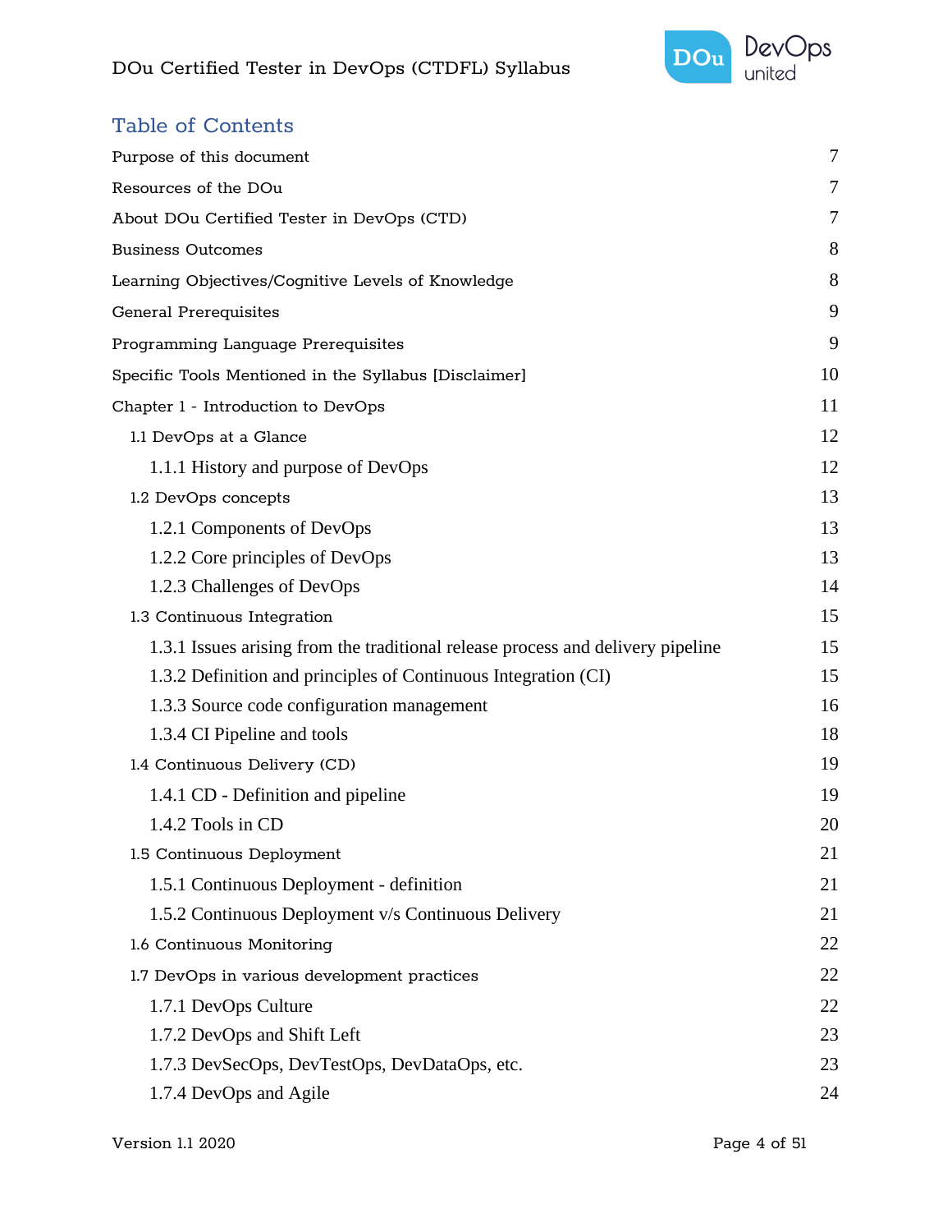# Table of Contents

| | |
|---|---|
| Purpose of this document | 7 |
| Resources of the DOu | 7 |
| About DOu Certified Tester in DevOps (CTD) | 7 |
| Business Outcomes | 8 |
| Learning Objectives/Cognitive Levels of Knowledge | 8 |
| General Prerequisites | 9 |
| Programming Language Prerequisites | 9 |
| Specific Tools Mentioned in the Syllabus [Disclaimer] | 10 |
| Chapter 1 - Introduction to DevOps | 11 |
| 1.1 DevOps at a Glance | 12 |
| 1.1.1 History and purpose of DevOps | 12 |
| 1.2 DevOps concepts | 13 |
| 1.2.1 Components of DevOps | 13 |
| 1.2.2 Core principles of DevOps | 13 |
| 1.2.3 Challenges of DevOps | 14 |
| 1.3 Continuous Integration | 15 |
| 1.3.1 Issues arising from the traditional release process and delivery pipeline | 15 |
| 1.3.2 Definition and principles of Continuous Integration (CI) | 15 |
| 1.3.3 Source code configuration management | 16 |
| 1.3.4 CI Pipeline and tools | 18 |
| 1.4 Continuous Delivery (CD) | 19 |
| 1.4.1 CD - Definition and pipeline | 19 |
| 1.4.2 Tools in CD | 20 |
| 1.5 Continuous Deployment | 21 |
| 1.5.1 Continuous Deployment - definition | 21 |
| 1.5.2 Continuous Deployment v/s Continuous Delivery | 21 |
| 1.6 Continuous Monitoring | 22 |
| 1.7 DevOps in various development practices | 22 |
| 1.7.1 DevOps Culture | 22 |
| 1.7.2 DevOps and Shift Left | 23 |
| 1.7.3 DevSecOps, DevTestOps, DevDataOps, etc. | 23 |
| 1.7.4 DevOps and Agile | 24 |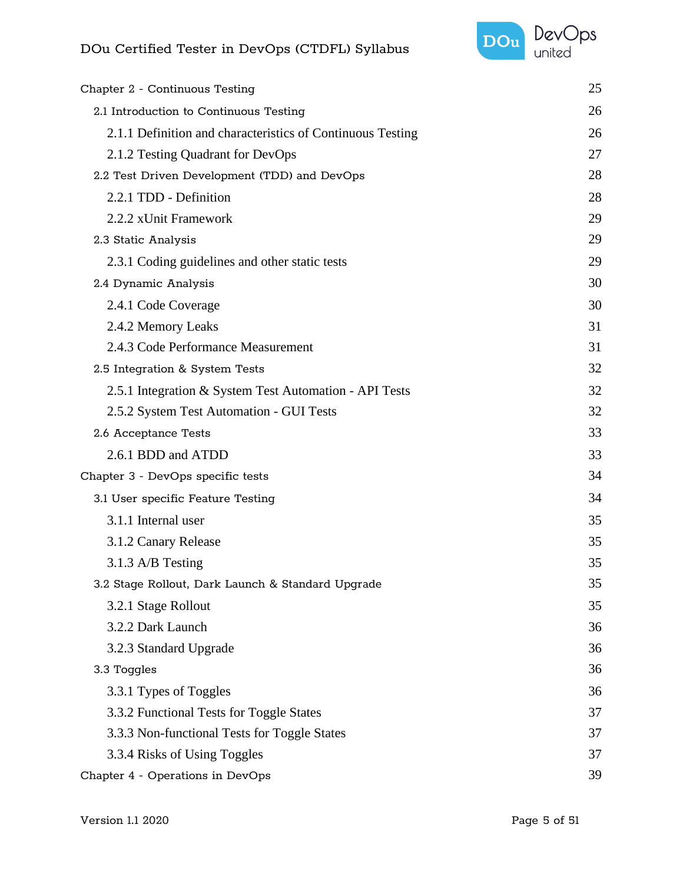| | |
|---|---|
| Chapter 2 - Continuous Testing | 25 |
| 2.1 Introduction to Continuous Testing | 26 |
| 2.1.1 Definition and characteristics of Continuous Testing | 26 |
| 2.1.2 Testing Quadrant for DevOps | 27 |
| 2.2 Test Driven Development (TDD) and DevOps | 28 |
| 2.2.1 TDD - Definition | 28 |
| 2.2.2 xUnit Framework | 29 |
| 2.3 Static Analysis | 29 |
| 2.3.1 Coding guidelines and other static tests | 29 |
| 2.4 Dynamic Analysis | 30 |
| 2.4.1 Code Coverage | 30 |
| 2.4.2 Memory Leaks | 31 |
| 2.4.3 Code Performance Measurement | 31 |
| 2.5 Integration & System Tests | 32 |
| 2.5.1 Integration & System Test Automation - API Tests | 32 |
| 2.5.2 System Test Automation - GUI Tests | 32 |
| 2.6 Acceptance Tests | 33 |
| 2.6.1 BDD and ATDD | 33 |
| Chapter 3 - DevOps specific tests | 34 |
| 3.1 User specific Feature Testing | 34 |
| 3.1.1 Internal user | 35 |
| 3.1.2 Canary Release | 35 |
| 3.1.3 A/B Testing | 35 |
| 3.2 Stage Rollout, Dark Launch & Standard Upgrade | 35 |
| 3.2.1 Stage Rollout | 35 |
| 3.2.2 Dark Launch | 36 |
| 3.2.3 Standard Upgrade | 36 |
| 3.3 Toggles | 36 |
| 3.3.1 Types of Toggles | 36 |
| 3.3.2 Functional Tests for Toggle States | 37 |
| 3.3.3 Non-functional Tests for Toggle States | 37 |
| 3.3.4 Risks of Using Toggles | 37 |
| Chapter 4 - Operations in DevOps | 39 |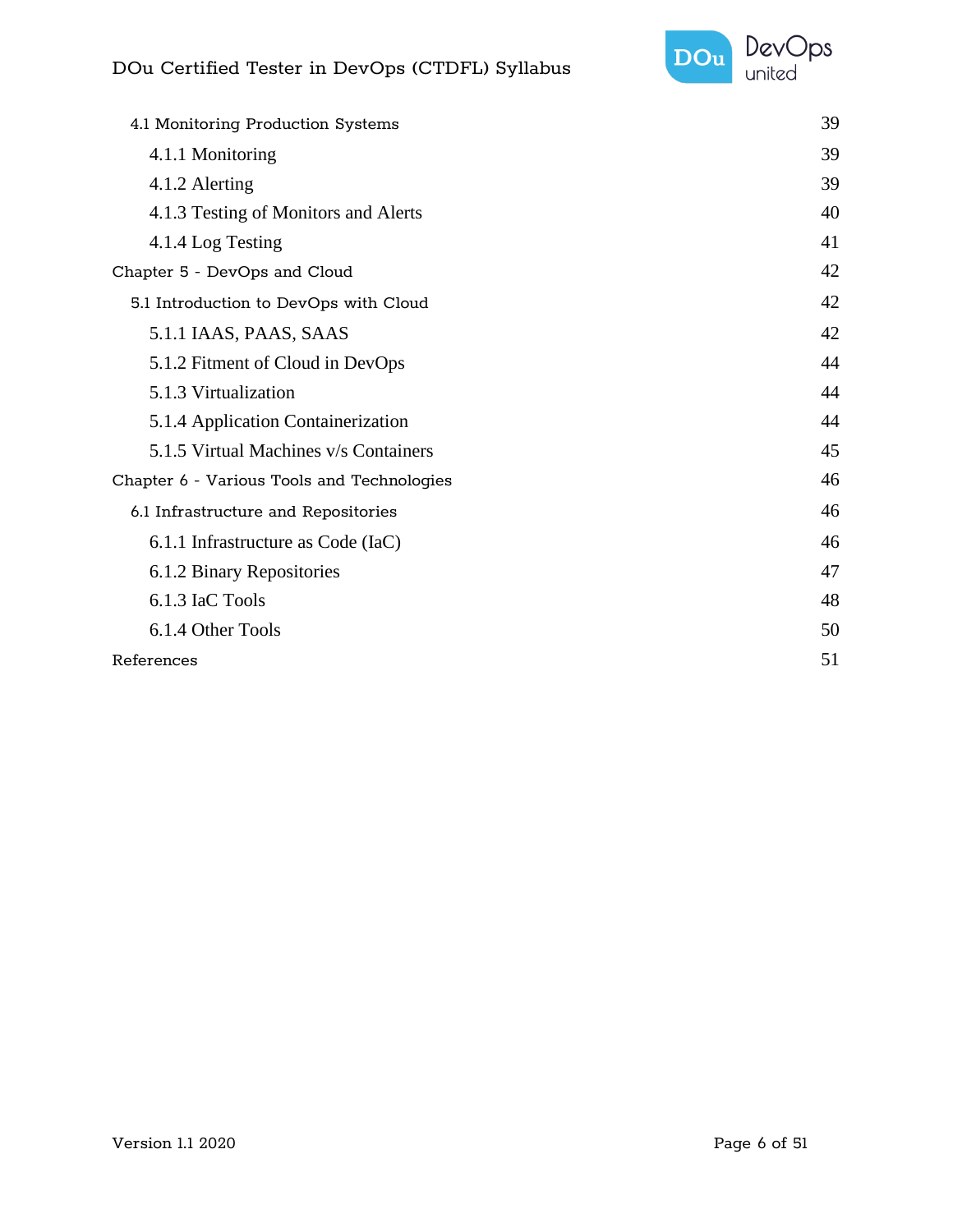| | |
|---|---|
| 4.1 Monitoring Production Systems | 39 |
| 4.1.1 Monitoring | 39 |
| 4.1.2 Alerting | 39 |
| 4.1.3 Testing of Monitors and Alerts | 40 |
| 4.1.4 Log Testing | 41 |
| Chapter 5 - DevOps and Cloud | 42 |
| 5.1 Introduction to DevOps with Cloud | 42 |
| 5.1.1 IAAS, PAAS, SAAS | 42 |
| 5.1.2 Fitment of Cloud in DevOps | 44 |
| 5.1.3 Virtualization | 44 |
| 5.1.4 Application Containerization | 44 |
| 5.1.5 Virtual Machines v/s Containers | 45 |
| Chapter 6 - Various Tools and Technologies | 46 |
| 6.1 Infrastructure and Repositories | 46 |
| 6.1.1 Infrastructure as Code (IaC) | 46 |
| 6.1.2 Binary Repositories | 47 |
| 6.1.3 IaC Tools | 48 |
| 6.1.4 Other Tools | 50 |
| References | 51 |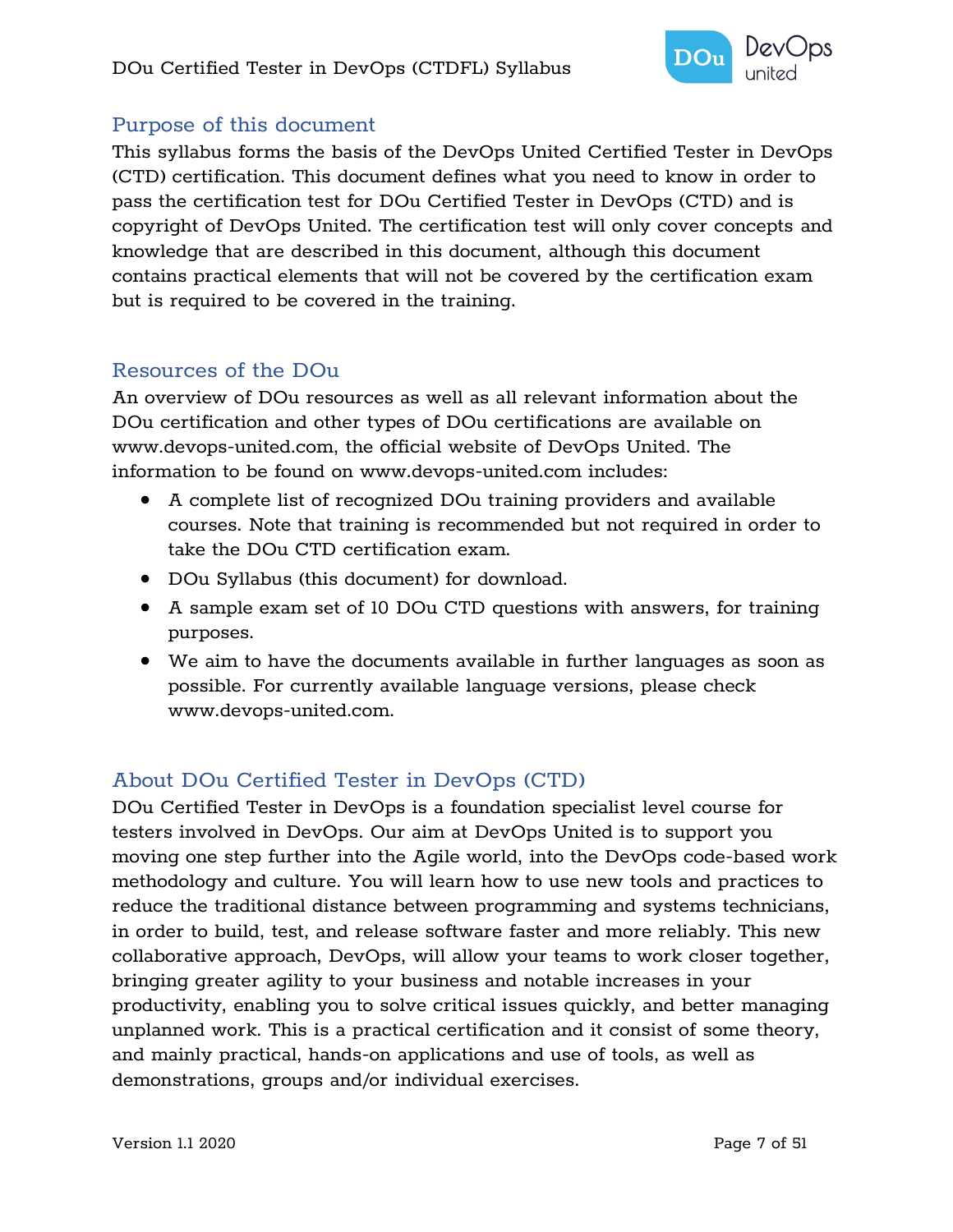## Purpose of this document

This syllabus forms the basis of the DevOps United Certified Tester in DevOps (CTD) certification. This document defines what you need to know in order to pass the certification test for DOu Certified Tester in DevOps (CTD) and is copyright of DevOps United. The certification test will only cover concepts and knowledge that are described in this document, although this document contains practical elements that will not be covered by the certification exam but is required to be covered in the training.

## Resources of the DOu

An overview of DOu resources as well as all relevant information about the DOu certification and other types of DOu certifications are available on www.devops-united.com, the official website of DevOps United. The information to be found on www.devops-united.com includes:

- A complete list of recognized DOu training providers and available courses. Note that training is recommended but not required in order to take the DOu CTD certification exam.
- DOu Syllabus (this document) for download.
- A sample exam set of 10 DOu CTD questions with answers, for training purposes.
- We aim to have the documents available in further languages as soon as possible. For currently available language versions, please check www.devops-united.com.

## About DOu Certified Tester in DevOps (CTD)

DOu Certified Tester in DevOps is a foundation specialist level course for testers involved in DevOps. Our aim at DevOps United is to support you moving one step further into the Agile world, into the DevOps code-based work methodology and culture. You will learn how to use new tools and practices to reduce the traditional distance between programming and systems technicians, in order to build, test, and release software faster and more reliably. This new collaborative approach, DevOps, will allow your teams to work closer together, bringing greater agility to your business and notable increases in your productivity, enabling you to solve critical issues quickly, and better managing unplanned work. This is a practical certification and it consist of some theory, and mainly practical, hands-on applications and use of tools, as well as demonstrations, groups and/or individual exercises.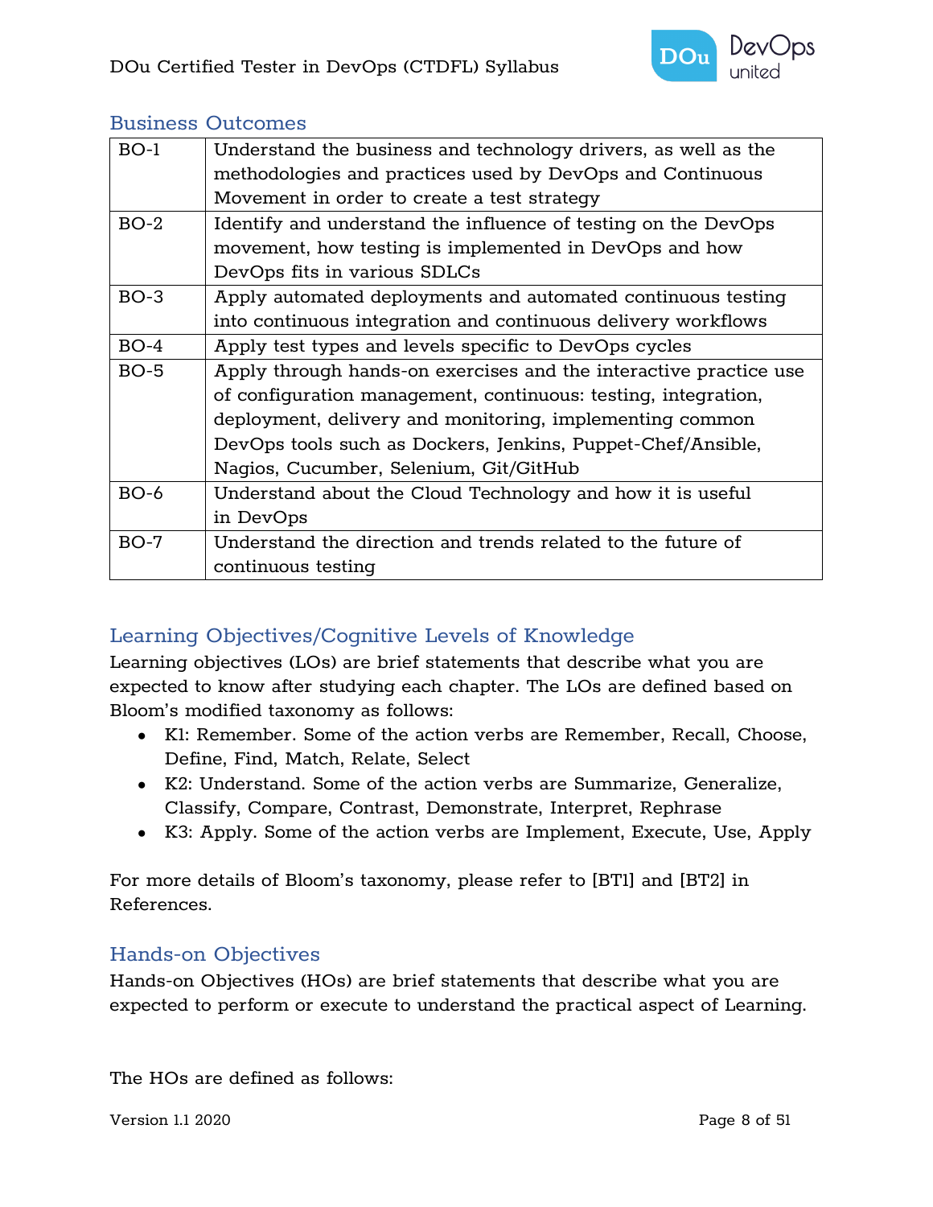## Business Outcomes

| | |
|---|---|
| BO-1 | Understand the business and technology drivers, as well as the methodologies and practices used by DevOps and Continuous Movement in order to create a test strategy |
| BO-2 | Identify and understand the influence of testing on the DevOps movement, how testing is implemented in DevOps and how DevOps fits in various SDLCs |
| BO-3 | Apply automated deployments and automated continuous testing into continuous integration and continuous delivery workflows |
| BO-4 | Apply test types and levels specific to DevOps cycles |
| BO-5 | Apply through hands-on exercises and the interactive practice use of configuration management, continuous: testing, integration, deployment, delivery and monitoring, implementing common DevOps tools such as Dockers, Jenkins, Puppet-Chef/Ansible, Nagios, Cucumber, Selenium, Git/GitHub |
| BO-6 | Understand about the Cloud Technology and how it is useful in DevOps |
| BO-7 | Understand the direction and trends related to the future of continuous testing |

## Learning Objectives/Cognitive Levels of Knowledge

Learning objectives (LOs) are brief statements that describe what you are expected to know after studying each chapter. The LOs are defined based on Bloom's modified taxonomy as follows:

- K1: Remember. Some of the action verbs are Remember, Recall, Choose, Define, Find, Match, Relate, Select
- K2: Understand. Some of the action verbs are Summarize, Generalize, Classify, Compare, Contrast, Demonstrate, Interpret, Rephrase
- K3: Apply. Some of the action verbs are Implement, Execute, Use, Apply

For more details of Bloom's taxonomy, please refer to [BT1] and [BT2] in References.

## Hands-on Objectives

Hands-on Objectives (HOs) are brief statements that describe what you are expected to perform or execute to understand the practical aspect of Learning.

The HOs are defined as follows: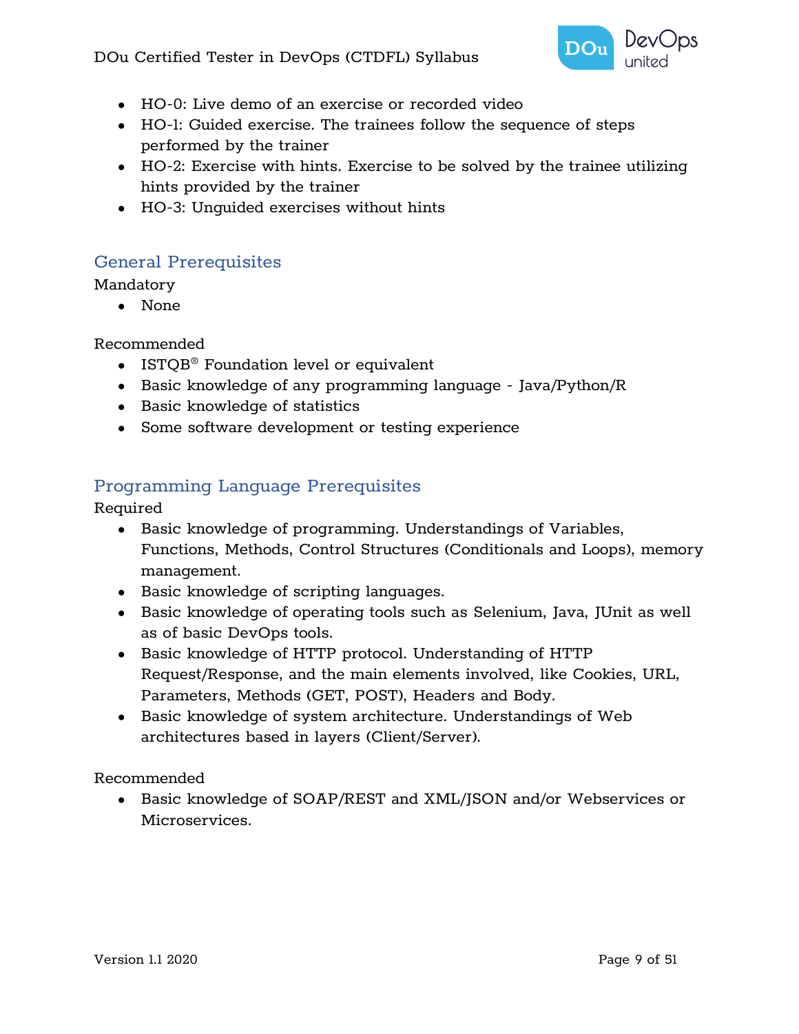- HO-0: Live demo of an exercise or recorded video
- HO-1: Guided exercise. The trainees follow the sequence of steps performed by the trainer
- HO-2: Exercise with hints. Exercise to be solved by the trainee utilizing hints provided by the trainer
- HO-3: Unguided exercises without hints

## General Prerequisites

Mandatory

- None

Recommended

- ISTQB® Foundation level or equivalent
- Basic knowledge of any programming language - Java/Python/R
- Basic knowledge of statistics
- Some software development or testing experience

## Programming Language Prerequisites

Required

- Basic knowledge of programming. Understandings of Variables, Functions, Methods, Control Structures (Conditionals and Loops), memory management.
- Basic knowledge of scripting languages.
- Basic knowledge of operating tools such as Selenium, Java, JUnit as well as of basic DevOps tools.
- Basic knowledge of HTTP protocol. Understanding of HTTP Request/Response, and the main elements involved, like Cookies, URL, Parameters, Methods (GET, POST), Headers and Body.
- Basic knowledge of system architecture. Understandings of Web architectures based in layers (Client/Server).

Recommended

- Basic knowledge of SOAP/REST and XML/JSON and/or Webservices or Microservices.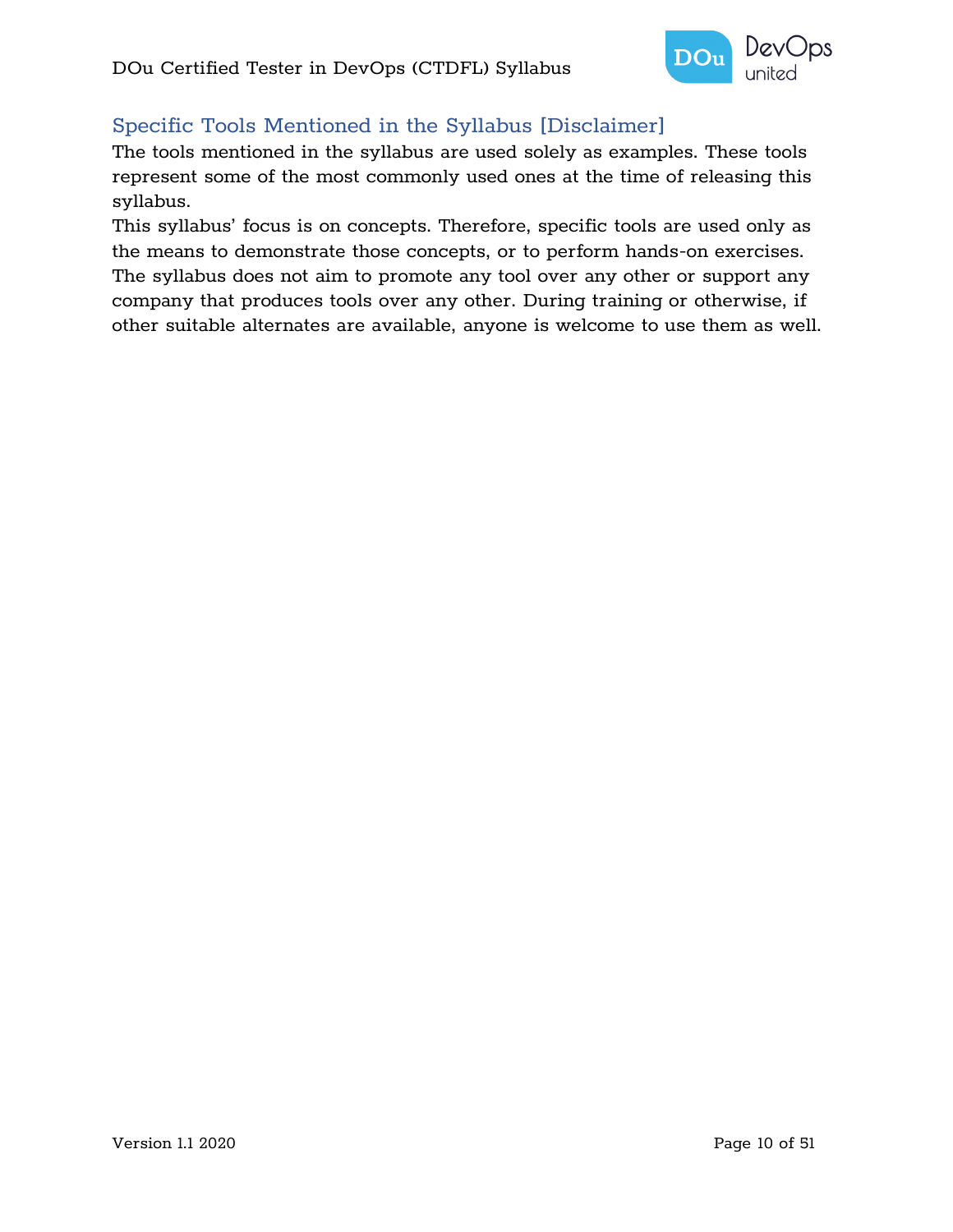## Specific Tools Mentioned in the Syllabus [Disclaimer]

The tools mentioned in the syllabus are used solely as examples. These tools represent some of the most commonly used ones at the time of releasing this syllabus.

This syllabus' focus is on concepts. Therefore, specific tools are used only as the means to demonstrate those concepts, or to perform hands-on exercises. The syllabus does not aim to promote any tool over any other or support any company that produces tools over any other. During training or otherwise, if other suitable alternates are available, anyone is welcome to use them as well.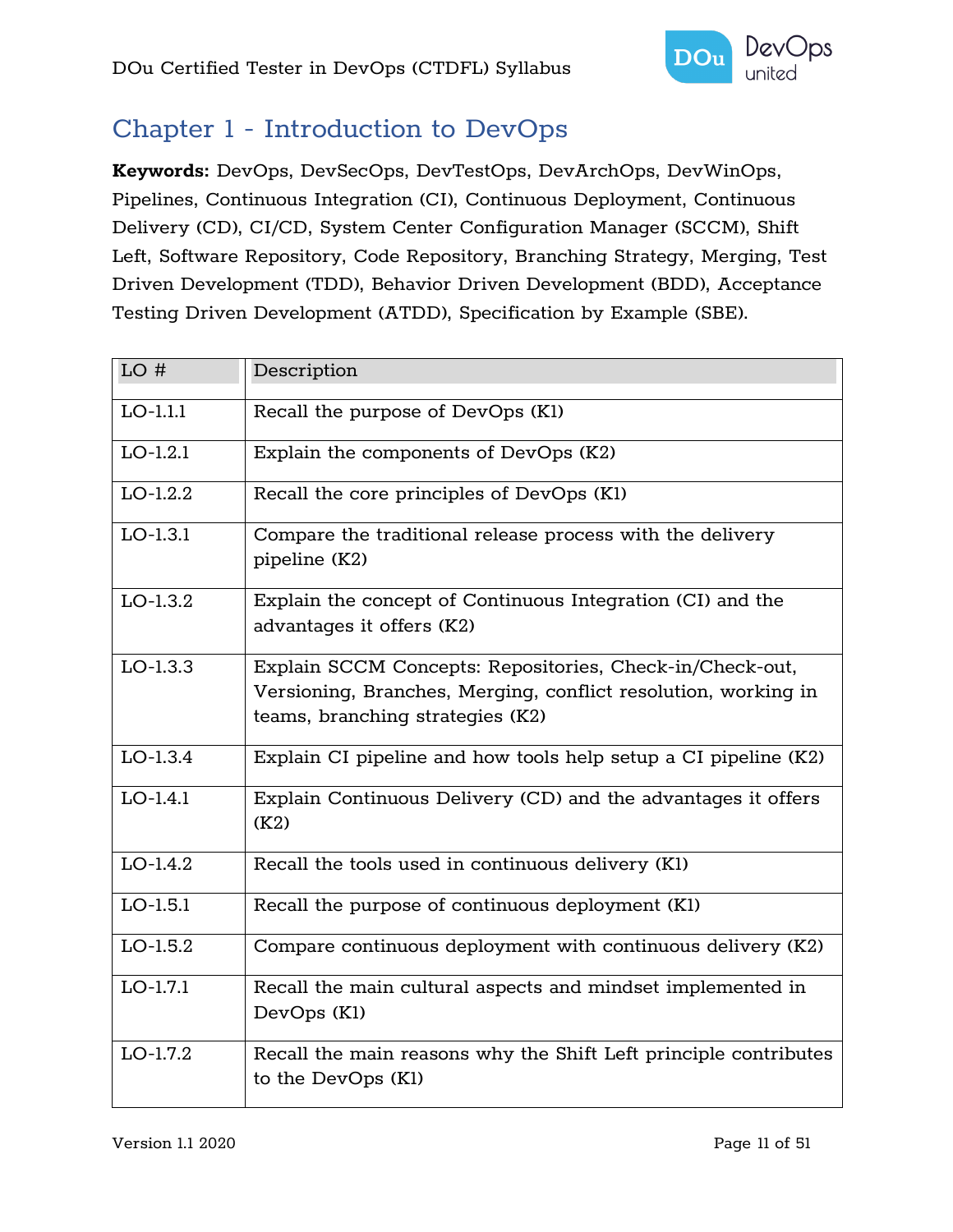# Chapter 1 - Introduction to DevOps

**Keywords:** DevOps, DevSecOps, DevTestOps, DevArchOps, DevWinOps, Pipelines, Continuous Integration (CI), Continuous Deployment, Continuous Delivery (CD), CI/CD, System Center Configuration Manager (SCCM), Shift Left, Software Repository, Code Repository, Branching Strategy, Merging, Test Driven Development (TDD), Behavior Driven Development (BDD), Acceptance Testing Driven Development (ATDD), Specification by Example (SBE).

| LO # | Description |
|---|---|
| LO-1.1.1 | Recall the purpose of DevOps (K1) |
| LO-1.2.1 | Explain the components of DevOps (K2) |
| LO-1.2.2 | Recall the core principles of DevOps (K1) |
| LO-1.3.1 | Compare the traditional release process with the delivery pipeline (K2) |
| LO-1.3.2 | Explain the concept of Continuous Integration (CI) and the advantages it offers (K2) |
| LO-1.3.3 | Explain SCCM Concepts: Repositories, Check-in/Check-out, Versioning, Branches, Merging, conflict resolution, working in teams, branching strategies (K2) |
| LO-1.3.4 | Explain CI pipeline and how tools help setup a CI pipeline (K2) |
| LO-1.4.1 | Explain Continuous Delivery (CD) and the advantages it offers (K2) |
| LO-1.4.2 | Recall the tools used in continuous delivery (K1) |
| LO-1.5.1 | Recall the purpose of continuous deployment (K1) |
| LO-1.5.2 | Compare continuous deployment with continuous delivery (K2) |
| LO-1.7.1 | Recall the main cultural aspects and mindset implemented in DevOps (K1) |
| LO-1.7.2 | Recall the main reasons why the Shift Left principle contributes to the DevOps (K1) |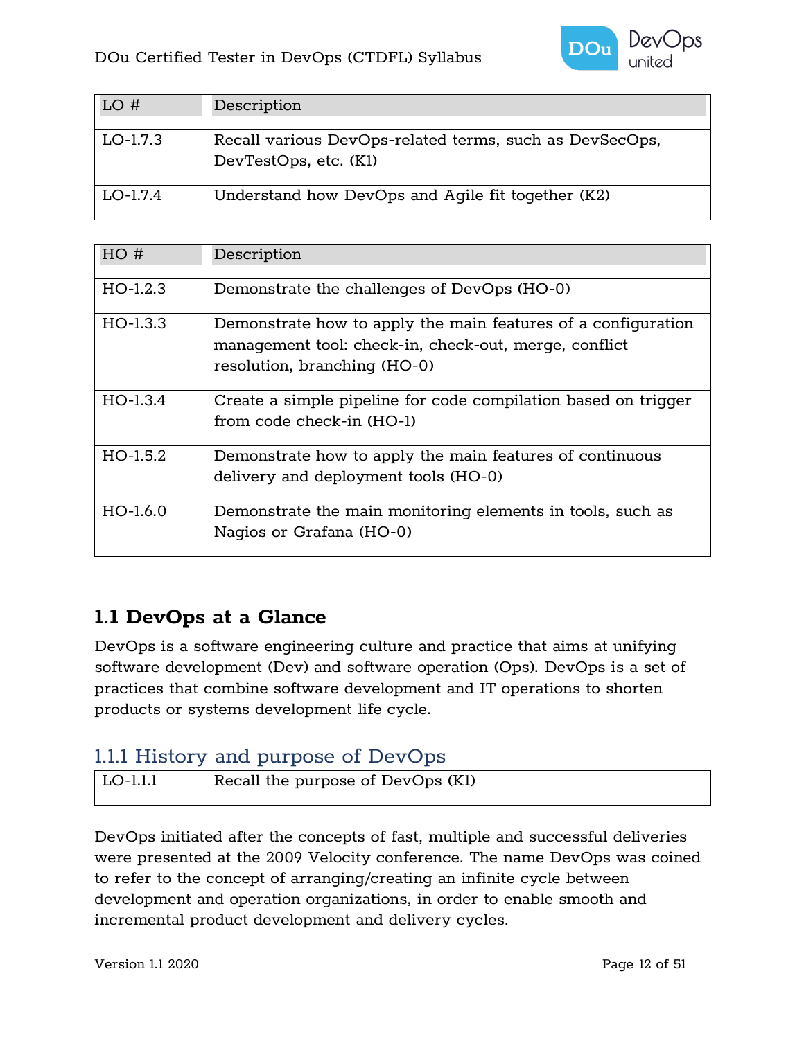| LO # | Description |
|---|---|
| LO-1.7.3 | Recall various DevOps-related terms, such as DevSecOps, DevTestOps, etc. (K1) |
| LO-1.7.4 | Understand how DevOps and Agile fit together (K2) |

| HO # | Description |
|---|---|
| HO-1.2.3 | Demonstrate the challenges of DevOps (HO-0) |
| HO-1.3.3 | Demonstrate how to apply the main features of a configuration management tool: check-in, check-out, merge, conflict resolution, branching (HO-0) |
| HO-1.3.4 | Create a simple pipeline for code compilation based on trigger from code check-in (HO-1) |
| HO-1.5.2 | Demonstrate how to apply the main features of continuous delivery and deployment tools (HO-0) |
| HO-1.6.0 | Demonstrate the main monitoring elements in tools, such as Nagios or Grafana (HO-0) |

## 1.1 DevOps at a Glance

DevOps is a software engineering culture and practice that aims at unifying software development (Dev) and software operation (Ops). DevOps is a set of practices that combine software development and IT operations to shorten products or systems development life cycle.

### 1.1.1 History and purpose of DevOps

| LO-1.1.1 | Recall the purpose of DevOps (K1) |
|---|---|

DevOps initiated after the concepts of fast, multiple and successful deliveries were presented at the 2009 Velocity conference. The name DevOps was coined to refer to the concept of arranging/creating an infinite cycle between development and operation organizations, in order to enable smooth and incremental product development and delivery cycles.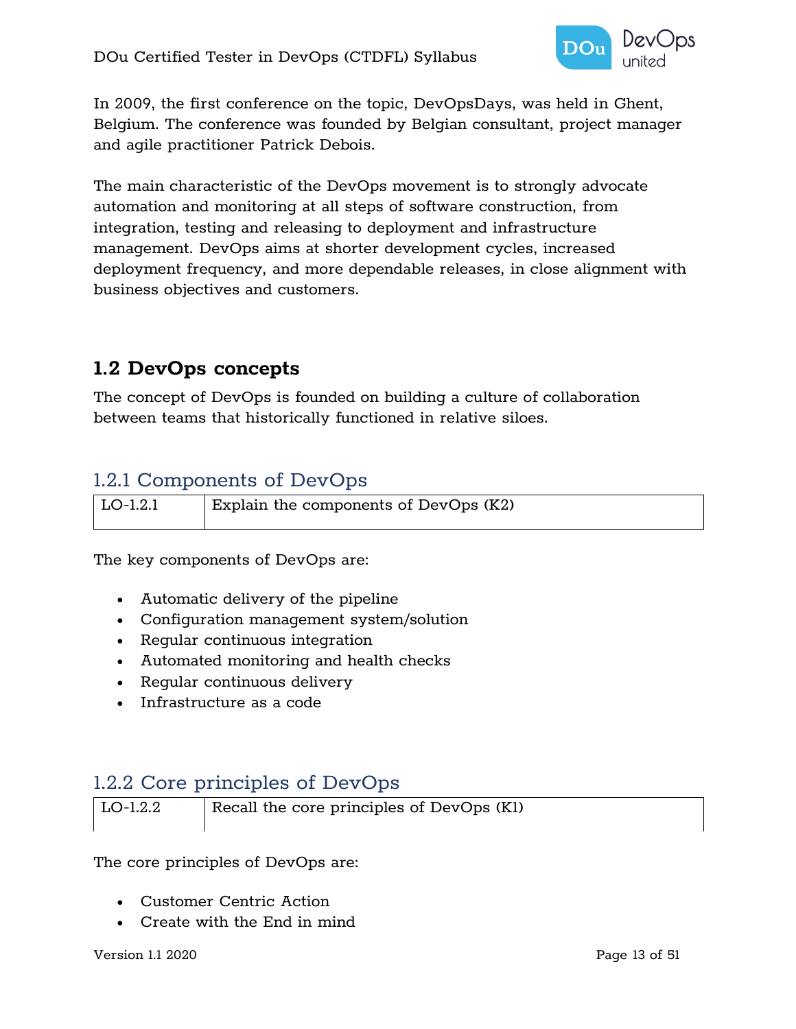In 2009, the first conference on the topic, DevOpsDays, was held in Ghent, Belgium. The conference was founded by Belgian consultant, project manager and agile practitioner Patrick Debois.

The main characteristic of the DevOps movement is to strongly advocate automation and monitoring at all steps of software construction, from integration, testing and releasing to deployment and infrastructure management. DevOps aims at shorter development cycles, increased deployment frequency, and more dependable releases, in close alignment with business objectives and customers.

## 1.2 DevOps concepts

The concept of DevOps is founded on building a culture of collaboration between teams that historically functioned in relative siloes.

### 1.2.1 Components of DevOps

| LO-1.2.1 | Explain the components of DevOps (K2) |
|---|---|

The key components of DevOps are:

- Automatic delivery of the pipeline
- Configuration management system/solution
- Regular continuous integration
- Automated monitoring and health checks
- Regular continuous delivery
- Infrastructure as a code

### 1.2.2 Core principles of DevOps

| LO-1.2.2 | Recall the core principles of DevOps (K1) |
|---|---|

The core principles of DevOps are:

- Customer Centric Action
- Create with the End in mind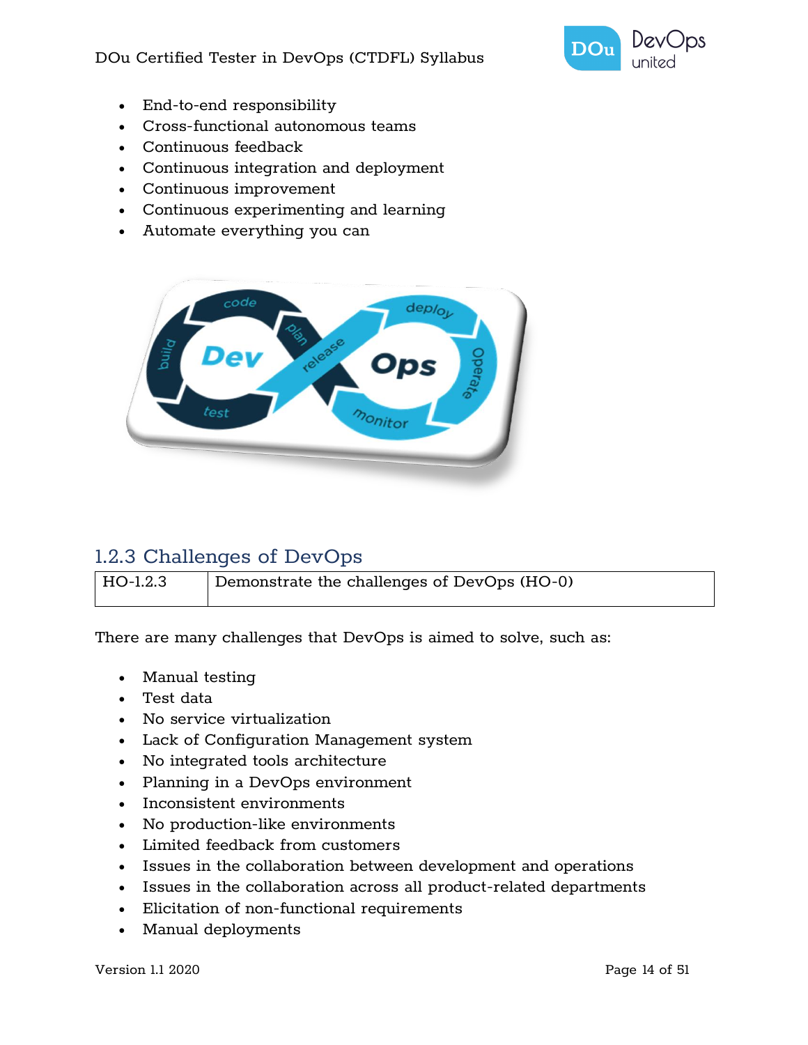- End-to-end responsibility
- Cross-functional autonomous teams
- Continuous feedback
- Continuous integration and deployment
- Continuous improvement
- Continuous experimenting and learning
- Automate everything you can

### 1.2.3 Challenges of DevOps

| HO-1.2.3 | Demonstrate the challenges of DevOps (HO-0) |
|---|---|

There are many challenges that DevOps is aimed to solve, such as:

- Manual testing
- Test data
- No service virtualization
- Lack of Configuration Management system
- No integrated tools architecture
- Planning in a DevOps environment
- Inconsistent environments
- No production-like environments
- Limited feedback from customers
- Issues in the collaboration between development and operations
- Issues in the collaboration across all product-related departments
- Elicitation of non-functional requirements
- Manual deployments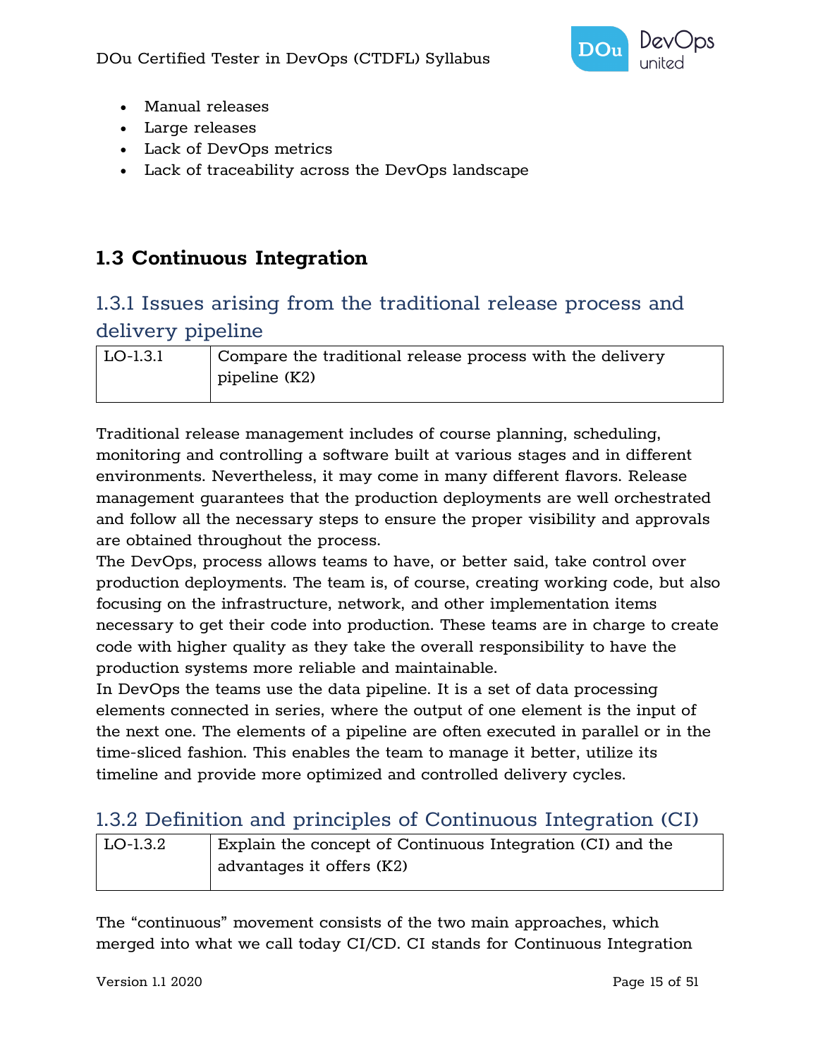- Manual releases
- Large releases
- Lack of DevOps metrics
- Lack of traceability across the DevOps landscape

## 1.3 Continuous Integration

### 1.3.1 Issues arising from the traditional release process and delivery pipeline

| LO-1.3.1 | Compare the traditional release process with the delivery pipeline (K2) |
|---|---|

Traditional release management includes of course planning, scheduling, monitoring and controlling a software built at various stages and in different environments. Nevertheless, it may come in many different flavors. Release management guarantees that the production deployments are well orchestrated and follow all the necessary steps to ensure the proper visibility and approvals are obtained throughout the process.
The DevOps, process allows teams to have, or better said, take control over production deployments. The team is, of course, creating working code, but also focusing on the infrastructure, network, and other implementation items necessary to get their code into production. These teams are in charge to create code with higher quality as they take the overall responsibility to have the production systems more reliable and maintainable.
In DevOps the teams use the data pipeline. It is a set of data processing elements connected in series, where the output of one element is the input of the next one. The elements of a pipeline are often executed in parallel or in the time-sliced fashion. This enables the team to manage it better, utilize its timeline and provide more optimized and controlled delivery cycles.

### 1.3.2 Definition and principles of Continuous Integration (CI)

| LO-1.3.2 | Explain the concept of Continuous Integration (CI) and the advantages it offers (K2) |
|---|---|

The "continuous" movement consists of the two main approaches, which merged into what we call today CI/CD. CI stands for Continuous Integration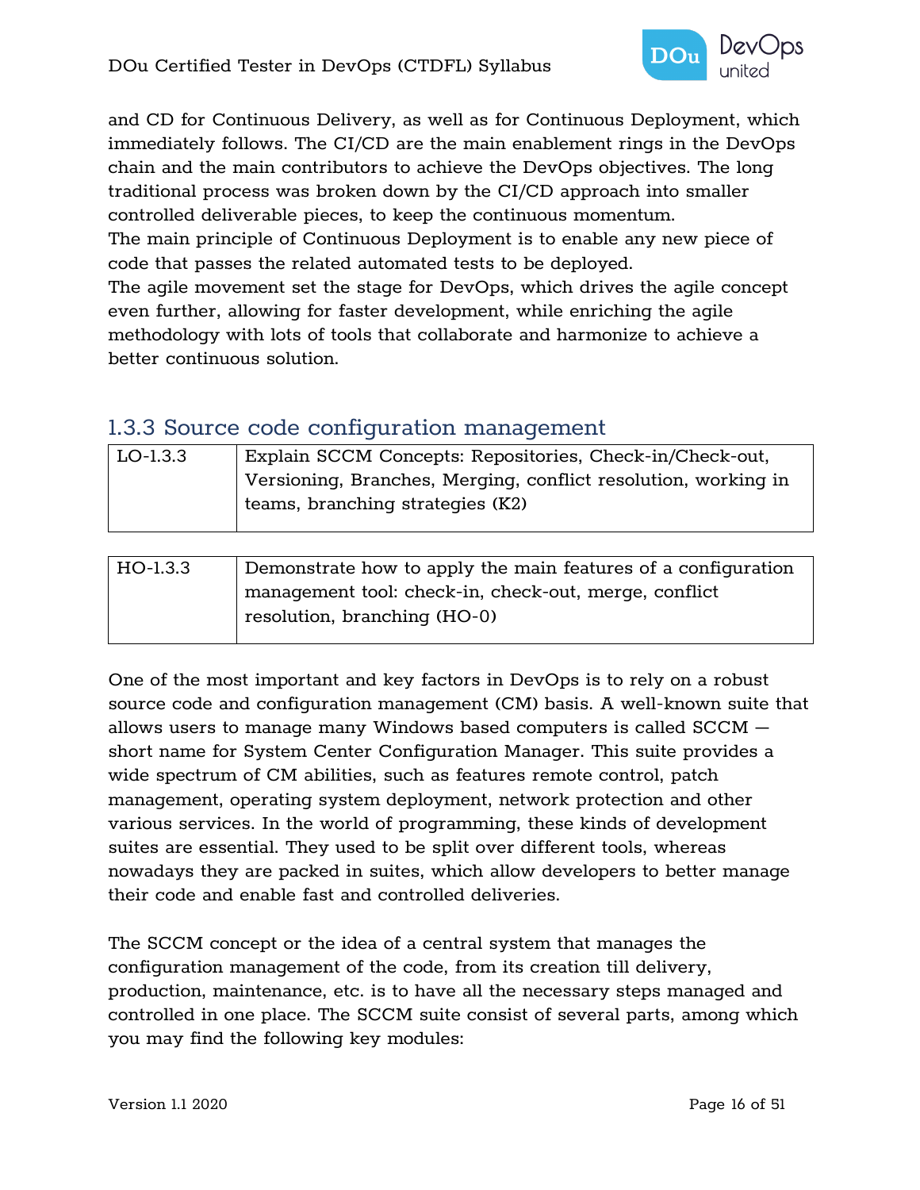and CD for Continuous Delivery, as well as for Continuous Deployment, which immediately follows. The CI/CD are the main enablement rings in the DevOps chain and the main contributors to achieve the DevOps objectives. The long traditional process was broken down by the CI/CD approach into smaller controlled deliverable pieces, to keep the continuous momentum.
The main principle of Continuous Deployment is to enable any new piece of code that passes the related automated tests to be deployed.
The agile movement set the stage for DevOps, which drives the agile concept even further, allowing for faster development, while enriching the agile methodology with lots of tools that collaborate and harmonize to achieve a better continuous solution.

### 1.3.3 Source code configuration management

| LO-1.3.3 | Explain SCCM Concepts: Repositories, Check-in/Check-out, Versioning, Branches, Merging, conflict resolution, working in teams, branching strategies (K2) |
|---|---|

| HO-1.3.3 | Demonstrate how to apply the main features of a configuration management tool: check-in, check-out, merge, conflict resolution, branching (HO-0) |
|---|---|

One of the most important and key factors in DevOps is to rely on a robust source code and configuration management (CM) basis. A well-known suite that allows users to manage many Windows based computers is called SCCM — short name for System Center Configuration Manager. This suite provides a wide spectrum of CM abilities, such as features remote control, patch management, operating system deployment, network protection and other various services. In the world of programming, these kinds of development suites are essential. They used to be split over different tools, whereas nowadays they are packed in suites, which allow developers to better manage their code and enable fast and controlled deliveries.

The SCCM concept or the idea of a central system that manages the configuration management of the code, from its creation till delivery, production, maintenance, etc. is to have all the necessary steps managed and controlled in one place. The SCCM suite consist of several parts, among which you may find the following key modules: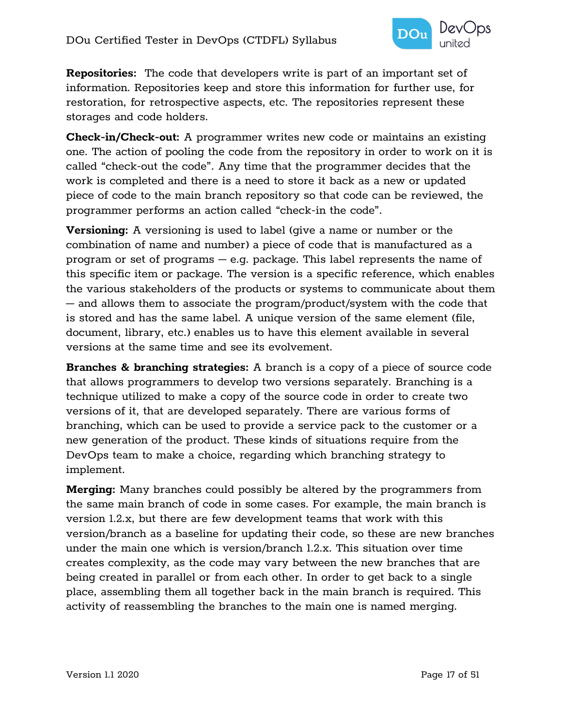**Repositories:** The code that developers write is part of an important set of information. Repositories keep and store this information for further use, for restoration, for retrospective aspects, etc. The repositories represent these storages and code holders.

**Check-in/Check-out:** A programmer writes new code or maintains an existing one. The action of pooling the code from the repository in order to work on it is called "check-out the code". Any time that the programmer decides that the work is completed and there is a need to store it back as a new or updated piece of code to the main branch repository so that code can be reviewed, the programmer performs an action called "check-in the code".

**Versioning:** A versioning is used to label (give a name or number or the combination of name and number) a piece of code that is manufactured as a program or set of programs — e.g. package. This label represents the name of this specific item or package. The version is a specific reference, which enables the various stakeholders of the products or systems to communicate about them — and allows them to associate the program/product/system with the code that is stored and has the same label. A unique version of the same element (file, document, library, etc.) enables us to have this element available in several versions at the same time and see its evolvement.

**Branches & branching strategies:** A branch is a copy of a piece of source code that allows programmers to develop two versions separately. Branching is a technique utilized to make a copy of the source code in order to create two versions of it, that are developed separately. There are various forms of branching, which can be used to provide a service pack to the customer or a new generation of the product. These kinds of situations require from the DevOps team to make a choice, regarding which branching strategy to implement.

**Merging:** Many branches could possibly be altered by the programmers from the same main branch of code in some cases. For example, the main branch is version 1.2.x, but there are few development teams that work with this version/branch as a baseline for updating their code, so these are new branches under the main one which is version/branch 1.2.x. This situation over time creates complexity, as the code may vary between the new branches that are being created in parallel or from each other. In order to get back to a single place, assembling them all together back in the main branch is required. This activity of reassembling the branches to the main one is named merging.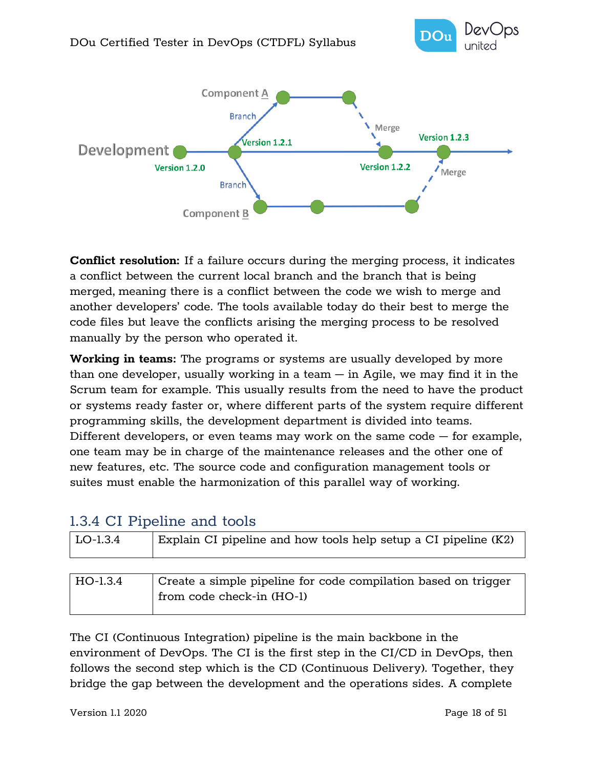**Conflict resolution:** If a failure occurs during the merging process, it indicates a conflict between the current local branch and the branch that is being merged, meaning there is a conflict between the code we wish to merge and another developers' code. The tools available today do their best to merge the code files but leave the conflicts arising the merging process to be resolved manually by the person who operated it.

**Working in teams:** The programs or systems are usually developed by more than one developer, usually working in a team — in Agile, we may find it in the Scrum team for example. This usually results from the need to have the product or systems ready faster or, where different parts of the system require different programming skills, the development department is divided into teams. Different developers, or even teams may work on the same code — for example, one team may be in charge of the maintenance releases and the other one of new features, etc. The source code and configuration management tools or suites must enable the harmonization of this parallel way of working.

### 1.3.4 CI Pipeline and tools

| LO-1.3.4 | Explain CI pipeline and how tools help setup a CI pipeline (K2) |
|---|---|

| HO-1.3.4 | Create a simple pipeline for code compilation based on trigger from code check-in (HO-1) |
|---|---|

The CI (Continuous Integration) pipeline is the main backbone in the environment of DevOps. The CI is the first step in the CI/CD in DevOps, then follows the second step which is the CD (Continuous Delivery). Together, they bridge the gap between the development and the operations sides. A complete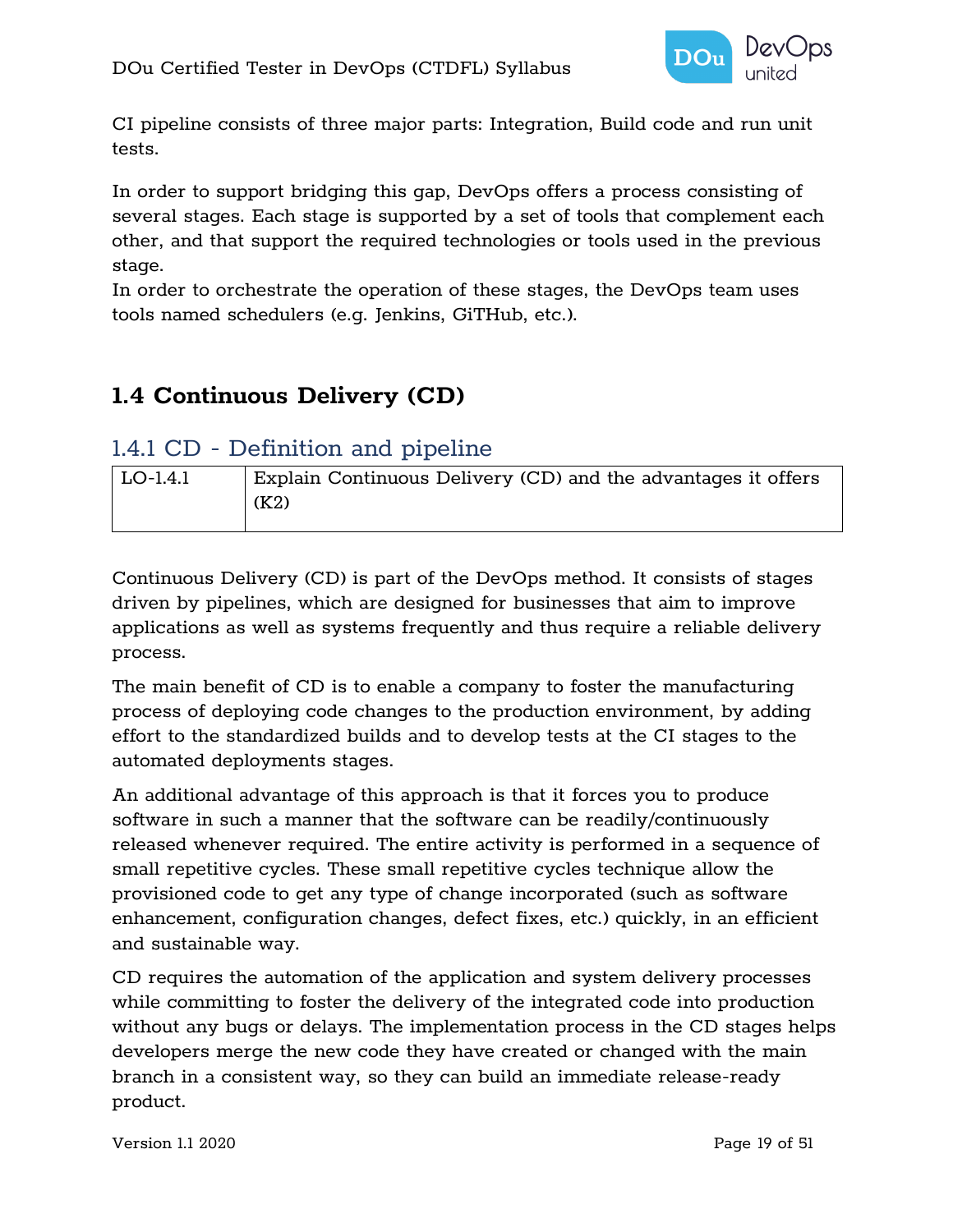CI pipeline consists of three major parts: Integration, Build code and run unit tests.

In order to support bridging this gap, DevOps offers a process consisting of several stages. Each stage is supported by a set of tools that complement each other, and that support the required technologies or tools used in the previous stage.
In order to orchestrate the operation of these stages, the DevOps team uses tools named schedulers (e.g. Jenkins, GiTHub, etc.).

## 1.4 Continuous Delivery (CD)

### 1.4.1 CD - Definition and pipeline

| LO-1.4.1 | Explain Continuous Delivery (CD) and the advantages it offers (K2) |
|---|---|

Continuous Delivery (CD) is part of the DevOps method. It consists of stages driven by pipelines, which are designed for businesses that aim to improve applications as well as systems frequently and thus require a reliable delivery process.

The main benefit of CD is to enable a company to foster the manufacturing process of deploying code changes to the production environment, by adding effort to the standardized builds and to develop tests at the CI stages to the automated deployments stages.

An additional advantage of this approach is that it forces you to produce software in such a manner that the software can be readily/continuously released whenever required. The entire activity is performed in a sequence of small repetitive cycles. These small repetitive cycles technique allow the provisioned code to get any type of change incorporated (such as software enhancement, configuration changes, defect fixes, etc.) quickly, in an efficient and sustainable way.

CD requires the automation of the application and system delivery processes while committing to foster the delivery of the integrated code into production without any bugs or delays. The implementation process in the CD stages helps developers merge the new code they have created or changed with the main branch in a consistent way, so they can build an immediate release-ready product.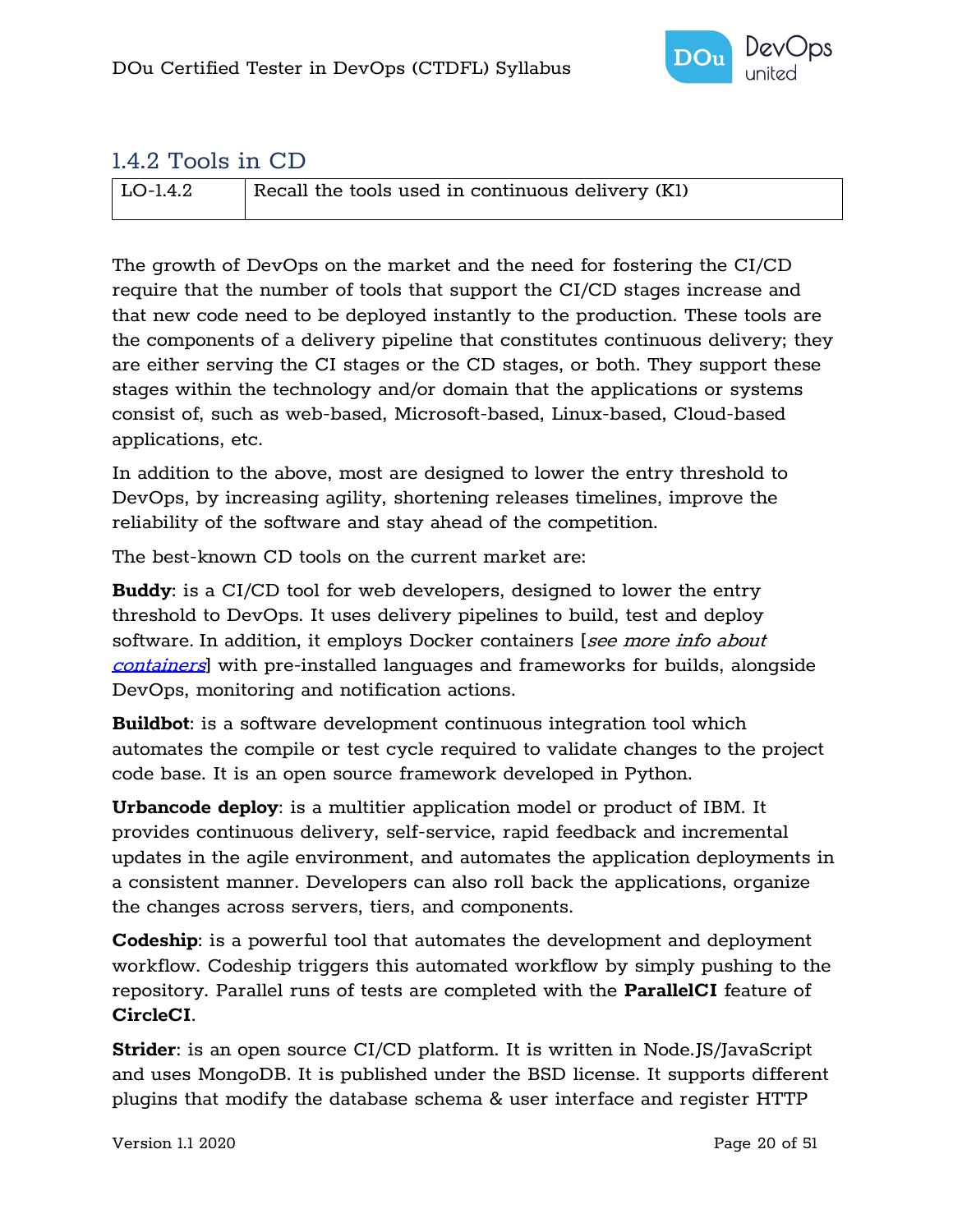### 1.4.2 Tools in CD

| LO-1.4.2 | Recall the tools used in continuous delivery (K1) |
|---|---|

The growth of DevOps on the market and the need for fostering the CI/CD require that the number of tools that support the CI/CD stages increase and that new code need to be deployed instantly to the production. These tools are the components of a delivery pipeline that constitutes continuous delivery; they are either serving the CI stages or the CD stages, or both. They support these stages within the technology and/or domain that the applications or systems consist of, such as web-based, Microsoft-based, Linux-based, Cloud-based applications, etc.

In addition to the above, most are designed to lower the entry threshold to DevOps, by increasing agility, shortening releases timelines, improve the reliability of the software and stay ahead of the competition.

The best-known CD tools on the current market are:

**Buddy**: is a CI/CD tool for web developers, designed to lower the entry threshold to DevOps. It uses delivery pipelines to build, test and deploy software. In addition, it employs Docker containers [*see more info about containers*] with pre-installed languages and frameworks for builds, alongside DevOps, monitoring and notification actions.

**Buildbot**: is a software development continuous integration tool which automates the compile or test cycle required to validate changes to the project code base. It is an open source framework developed in Python.

**Urbancode deploy**: is a multitier application model or product of IBM. It provides continuous delivery, self-service, rapid feedback and incremental updates in the agile environment, and automates the application deployments in a consistent manner. Developers can also roll back the applications, organize the changes across servers, tiers, and components.

**Codeship**: is a powerful tool that automates the development and deployment workflow. Codeship triggers this automated workflow by simply pushing to the repository. Parallel runs of tests are completed with the **ParallelCI** feature of **CircleCI**.

**Strider**: is an open source CI/CD platform. It is written in Node.JS/JavaScript and uses MongoDB. It is published under the BSD license. It supports different plugins that modify the database schema & user interface and register HTTP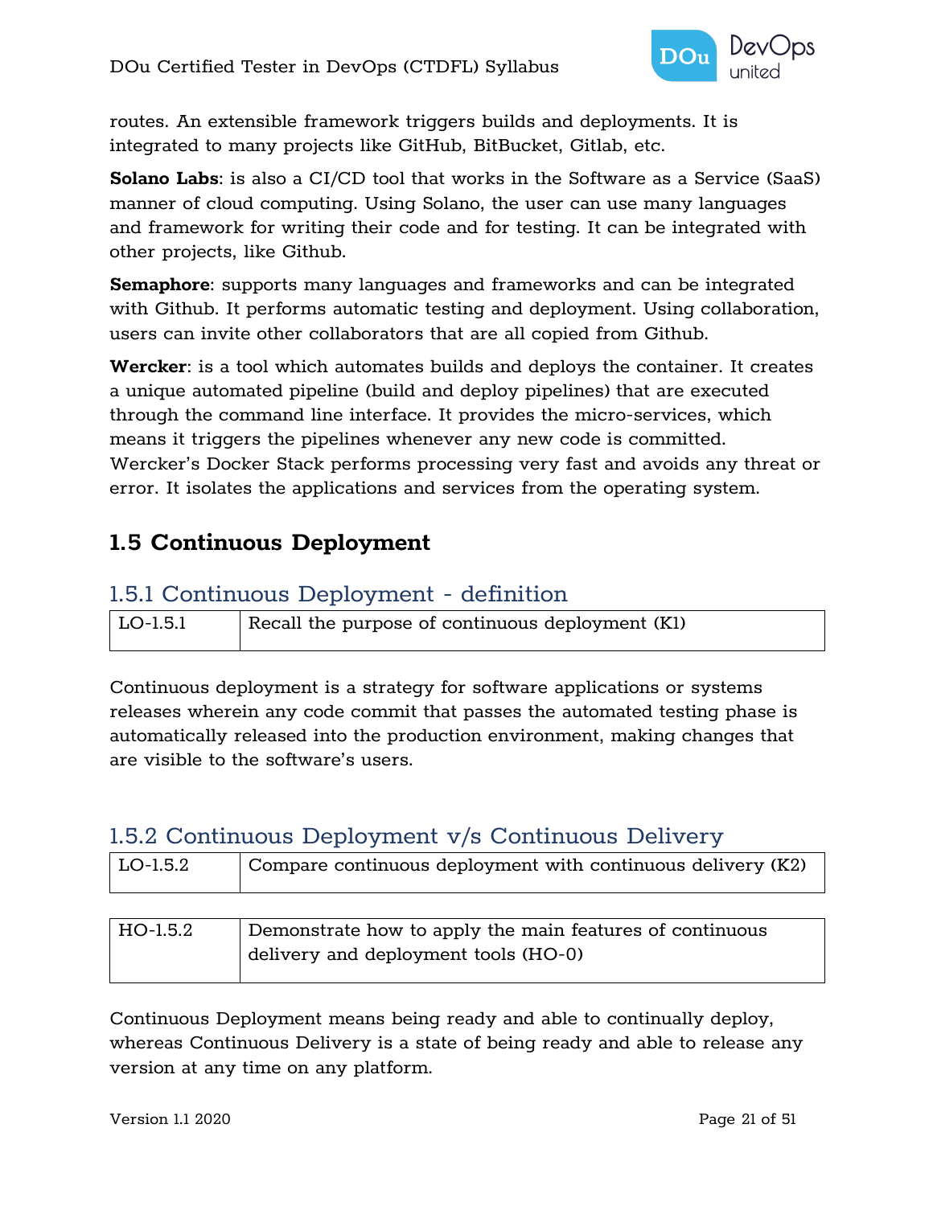routes. An extensible framework triggers builds and deployments. It is integrated to many projects like GitHub, BitBucket, Gitlab, etc.

**Solano Labs**: is also a CI/CD tool that works in the Software as a Service (SaaS) manner of cloud computing. Using Solano, the user can use many languages and framework for writing their code and for testing. It can be integrated with other projects, like Github.

**Semaphore**: supports many languages and frameworks and can be integrated with Github. It performs automatic testing and deployment. Using collaboration, users can invite other collaborators that are all copied from Github.

**Wercker**: is a tool which automates builds and deploys the container. It creates a unique automated pipeline (build and deploy pipelines) that are executed through the command line interface. It provides the micro-services, which means it triggers the pipelines whenever any new code is committed. Wercker's Docker Stack performs processing very fast and avoids any threat or error. It isolates the applications and services from the operating system.

## 1.5 Continuous Deployment

### 1.5.1 Continuous Deployment - definition

| LO-1.5.1 | Recall the purpose of continuous deployment (K1) |
|---|---|

Continuous deployment is a strategy for software applications or systems releases wherein any code commit that passes the automated testing phase is automatically released into the production environment, making changes that are visible to the software's users.

### 1.5.2 Continuous Deployment v/s Continuous Delivery

| LO-1.5.2 | Compare continuous deployment with continuous delivery (K2) |
|---|---|

| HO-1.5.2 | Demonstrate how to apply the main features of continuous delivery and deployment tools (HO-0) |
|---|---|

Continuous Deployment means being ready and able to continually deploy, whereas Continuous Delivery is a state of being ready and able to release any version at any time on any platform.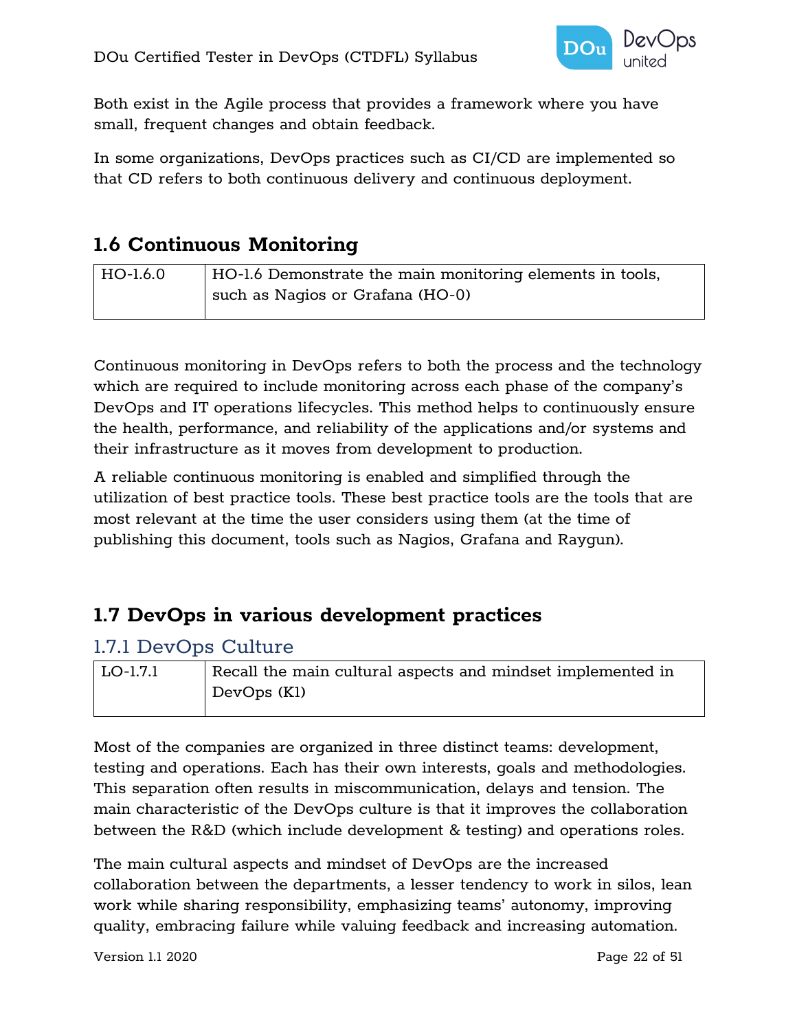Both exist in the Agile process that provides a framework where you have small, frequent changes and obtain feedback.

In some organizations, DevOps practices such as CI/CD are implemented so that CD refers to both continuous delivery and continuous deployment.

## 1.6 Continuous Monitoring

| HO-1.6.0 | HO-1.6 Demonstrate the main monitoring elements in tools, such as Nagios or Grafana (HO-0) |
|---|---|

Continuous monitoring in DevOps refers to both the process and the technology which are required to include monitoring across each phase of the company's DevOps and IT operations lifecycles. This method helps to continuously ensure the health, performance, and reliability of the applications and/or systems and their infrastructure as it moves from development to production.

A reliable continuous monitoring is enabled and simplified through the utilization of best practice tools. These best practice tools are the tools that are most relevant at the time the user considers using them (at the time of publishing this document, tools such as Nagios, Grafana and Raygun).

## 1.7 DevOps in various development practices

### 1.7.1 DevOps Culture

| LO-1.7.1 | Recall the main cultural aspects and mindset implemented in DevOps (K1) |
|---|---|

Most of the companies are organized in three distinct teams: development, testing and operations. Each has their own interests, goals and methodologies. This separation often results in miscommunication, delays and tension. The main characteristic of the DevOps culture is that it improves the collaboration between the R&D (which include development & testing) and operations roles.

The main cultural aspects and mindset of DevOps are the increased collaboration between the departments, a lesser tendency to work in silos, lean work while sharing responsibility, emphasizing teams' autonomy, improving quality, embracing failure while valuing feedback and increasing automation.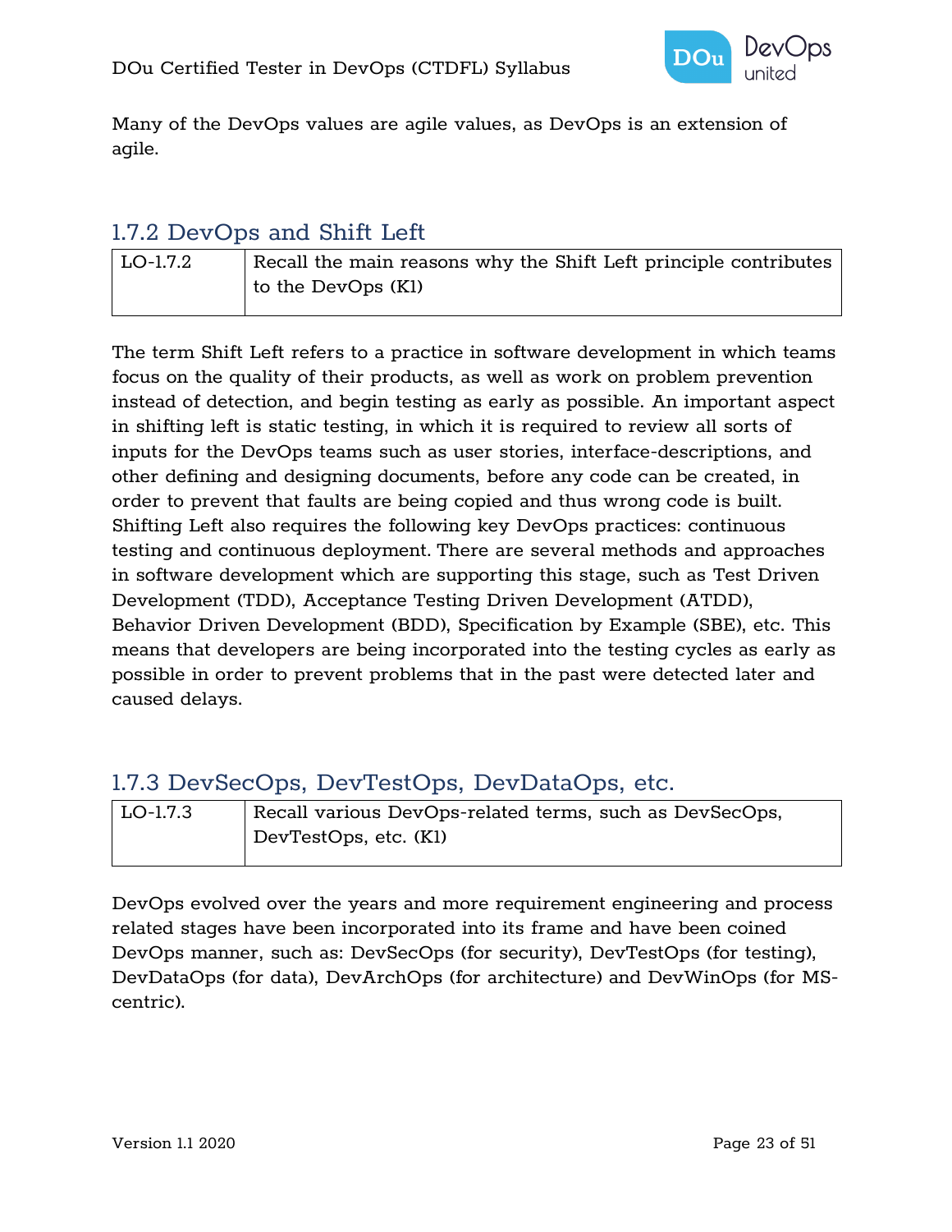Many of the DevOps values are agile values, as DevOps is an extension of agile.

### 1.7.2 DevOps and Shift Left

| LO-1.7.2 | Recall the main reasons why the Shift Left principle contributes to the DevOps (K1) |
|---|---|

The term Shift Left refers to a practice in software development in which teams focus on the quality of their products, as well as work on problem prevention instead of detection, and begin testing as early as possible. An important aspect in shifting left is static testing, in which it is required to review all sorts of inputs for the DevOps teams such as user stories, interface-descriptions, and other defining and designing documents, before any code can be created, in order to prevent that faults are being copied and thus wrong code is built. Shifting Left also requires the following key DevOps practices: continuous testing and continuous deployment. There are several methods and approaches in software development which are supporting this stage, such as Test Driven Development (TDD), Acceptance Testing Driven Development (ATDD), Behavior Driven Development (BDD), Specification by Example (SBE), etc. This means that developers are being incorporated into the testing cycles as early as possible in order to prevent problems that in the past were detected later and caused delays.

### 1.7.3 DevSecOps, DevTestOps, DevDataOps, etc.

| LO-1.7.3 | Recall various DevOps-related terms, such as DevSecOps, DevTestOps, etc. (K1) |
|---|---|

DevOps evolved over the years and more requirement engineering and process related stages have been incorporated into its frame and have been coined DevOps manner, such as: DevSecOps (for security), DevTestOps (for testing), DevDataOps (for data), DevArchOps (for architecture) and DevWinOps (for MS-centric).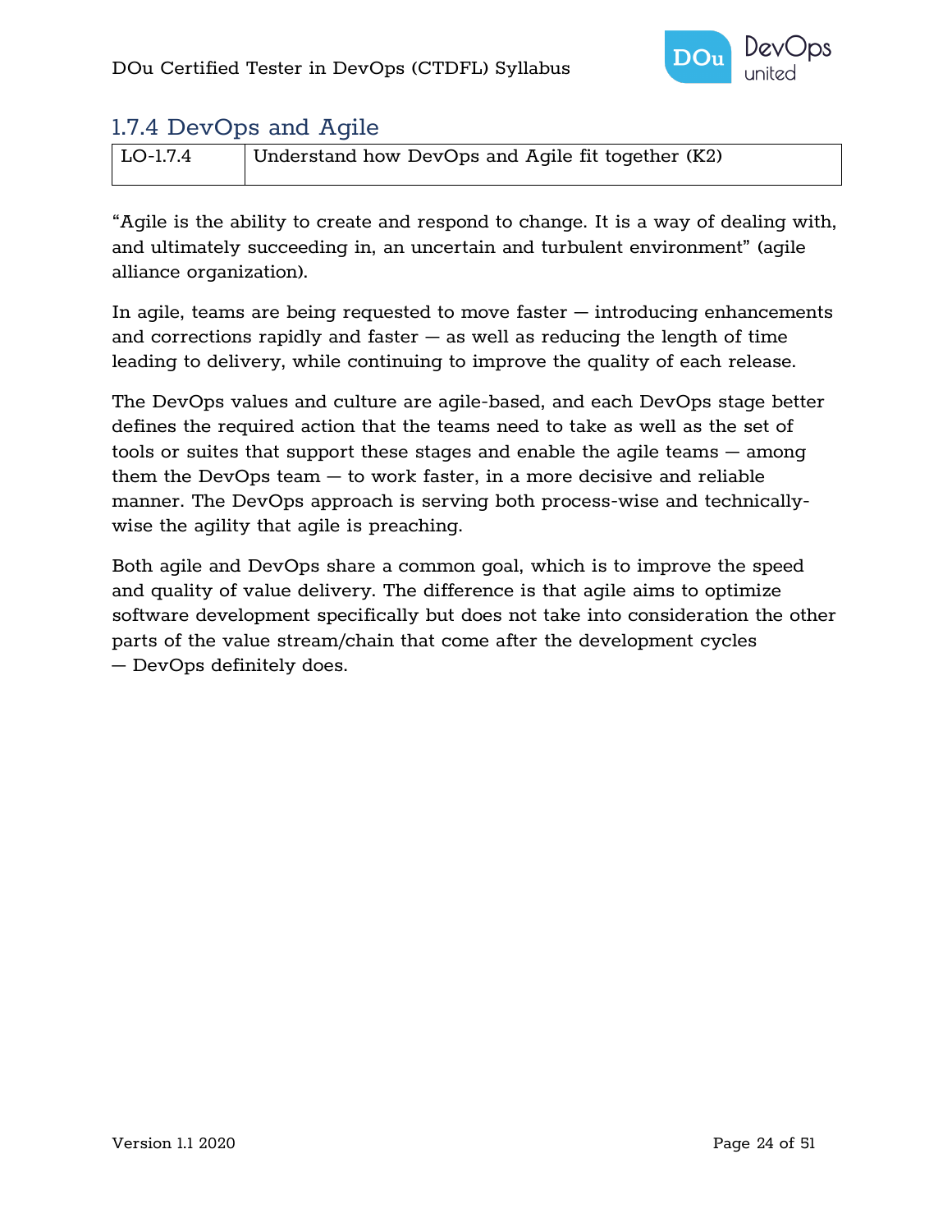### 1.7.4 DevOps and Agile

| LO-1.7.4 | Understand how DevOps and Agile fit together (K2) |
|---|---|

“Agile is the ability to create and respond to change. It is a way of dealing with, and ultimately succeeding in, an uncertain and turbulent environment” (agile alliance organization).

In agile, teams are being requested to move faster — introducing enhancements and corrections rapidly and faster — as well as reducing the length of time leading to delivery, while continuing to improve the quality of each release.

The DevOps values and culture are agile-based, and each DevOps stage better defines the required action that the teams need to take as well as the set of tools or suites that support these stages and enable the agile teams — among them the DevOps team — to work faster, in a more decisive and reliable manner. The DevOps approach is serving both process-wise and technically-wise the agility that agile is preaching.

Both agile and DevOps share a common goal, which is to improve the speed and quality of value delivery. The difference is that agile aims to optimize software development specifically but does not take into consideration the other parts of the value stream/chain that come after the development cycles — DevOps definitely does.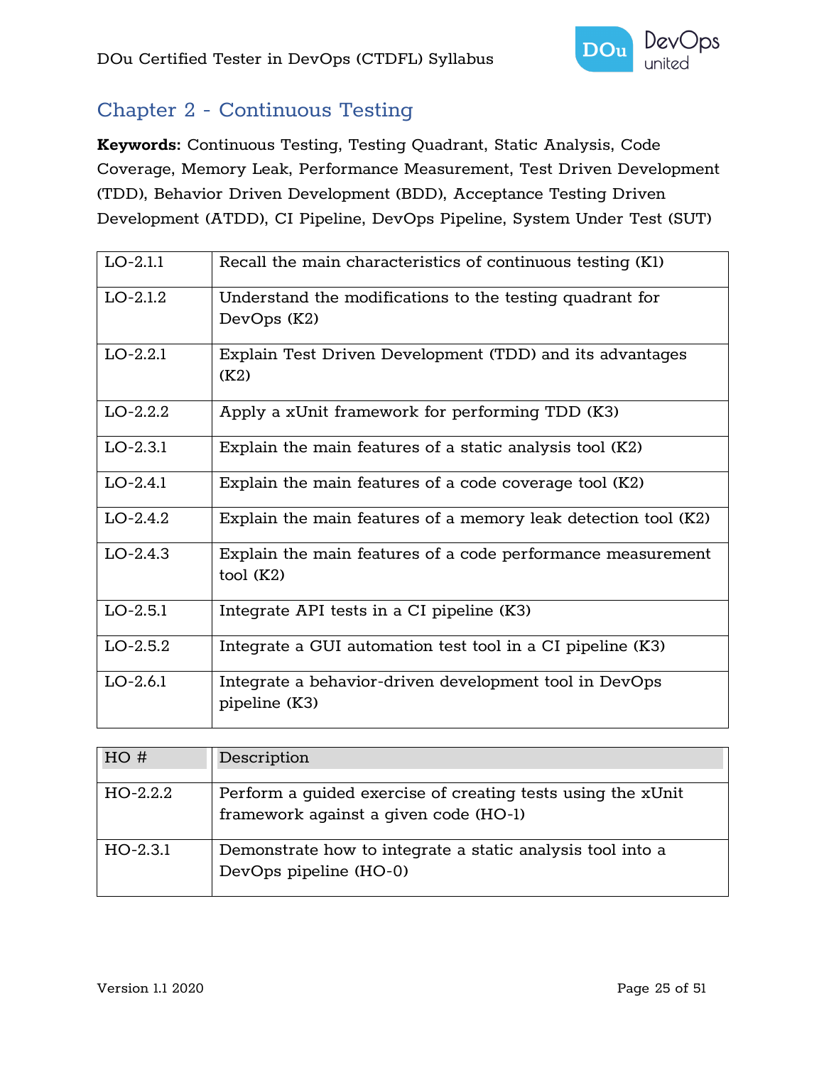# Chapter 2 - Continuous Testing

**Keywords:** Continuous Testing, Testing Quadrant, Static Analysis, Code Coverage, Memory Leak, Performance Measurement, Test Driven Development (TDD), Behavior Driven Development (BDD), Acceptance Testing Driven Development (ATDD), CI Pipeline, DevOps Pipeline, System Under Test (SUT)

| | |
|---|---|
| LO-2.1.1 | Recall the main characteristics of continuous testing (K1) |
| LO-2.1.2 | Understand the modifications to the testing quadrant for DevOps (K2) |
| LO-2.2.1 | Explain Test Driven Development (TDD) and its advantages (K2) |
| LO-2.2.2 | Apply a xUnit framework for performing TDD (K3) |
| LO-2.3.1 | Explain the main features of a static analysis tool (K2) |
| LO-2.4.1 | Explain the main features of a code coverage tool (K2) |
| LO-2.4.2 | Explain the main features of a memory leak detection tool (K2) |
| LO-2.4.3 | Explain the main features of a code performance measurement tool (K2) |
| LO-2.5.1 | Integrate API tests in a CI pipeline (K3) |
| LO-2.5.2 | Integrate a GUI automation test tool in a CI pipeline (K3) |
| LO-2.6.1 | Integrate a behavior-driven development tool in DevOps pipeline (K3) |

| HO # | Description |
|---|---|
| HO-2.2.2 | Perform a guided exercise of creating tests using the xUnit framework against a given code (HO-1) |
| HO-2.3.1 | Demonstrate how to integrate a static analysis tool into a DevOps pipeline (HO-0) |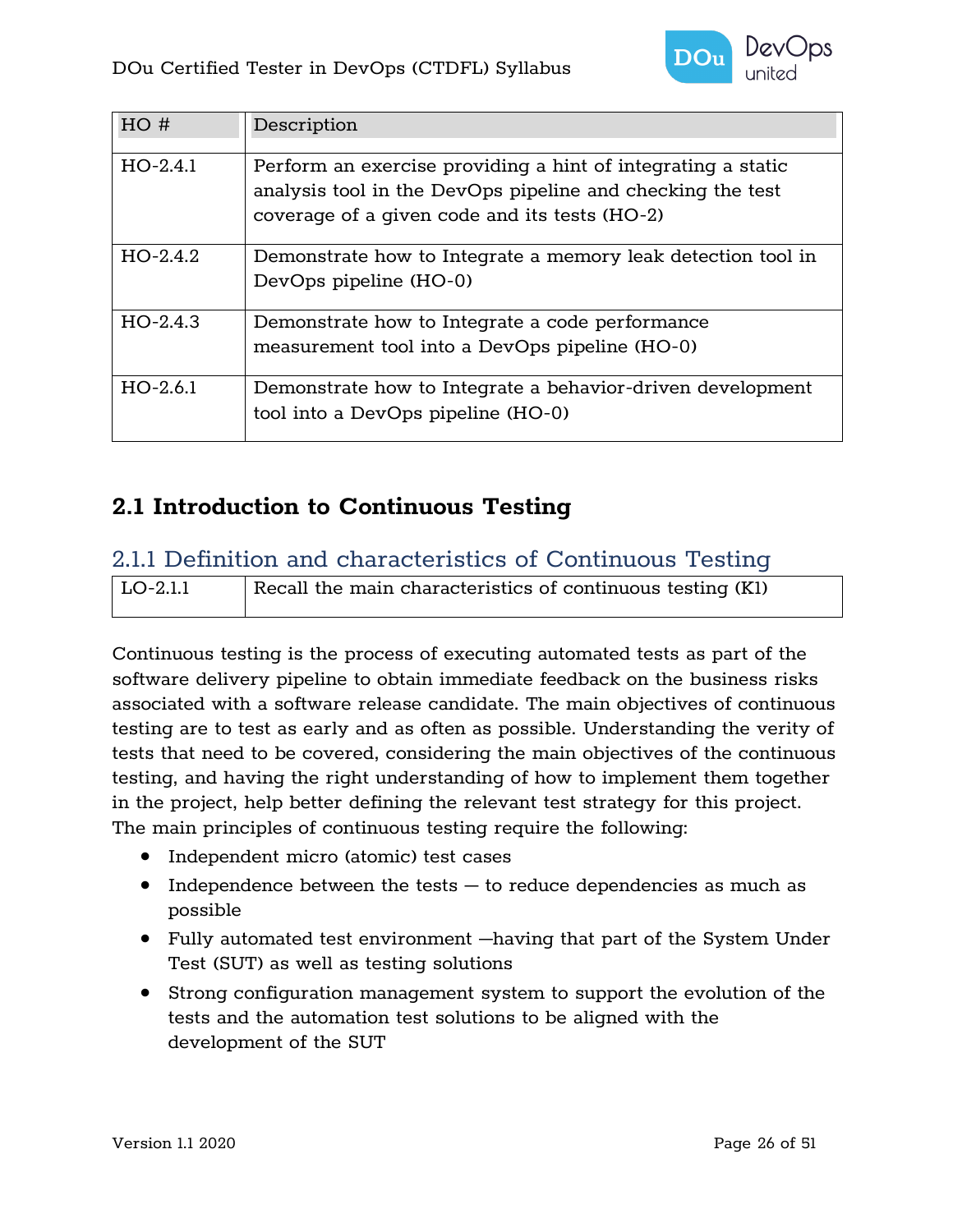| HO # | Description |
| --- | --- |
| HO-2.4.1 | Perform an exercise providing a hint of integrating a static analysis tool in the DevOps pipeline and checking the test coverage of a given code and its tests (HO-2) |
| HO-2.4.2 | Demonstrate how to Integrate a memory leak detection tool in DevOps pipeline (HO-0) |
| HO-2.4.3 | Demonstrate how to Integrate a code performance measurement tool into a DevOps pipeline (HO-0) |
| HO-2.6.1 | Demonstrate how to Integrate a behavior-driven development tool into a DevOps pipeline (HO-0) |

## 2.1 Introduction to Continuous Testing

### 2.1.1 Definition and characteristics of Continuous Testing

| LO-2.1.1 | Recall the main characteristics of continuous testing (K1) |
| --- | --- |

Continuous testing is the process of executing automated tests as part of the software delivery pipeline to obtain immediate feedback on the business risks associated with a software release candidate. The main objectives of continuous testing are to test as early and as often as possible. Understanding the verity of tests that need to be covered, considering the main objectives of the continuous testing, and having the right understanding of how to implement them together in the project, help better defining the relevant test strategy for this project. The main principles of continuous testing require the following:

- Independent micro (atomic) test cases
- Independence between the tests – to reduce dependencies as much as possible
- Fully automated test environment –having that part of the System Under Test (SUT) as well as testing solutions
- Strong configuration management system to support the evolution of the tests and the automation test solutions to be aligned with the development of the SUT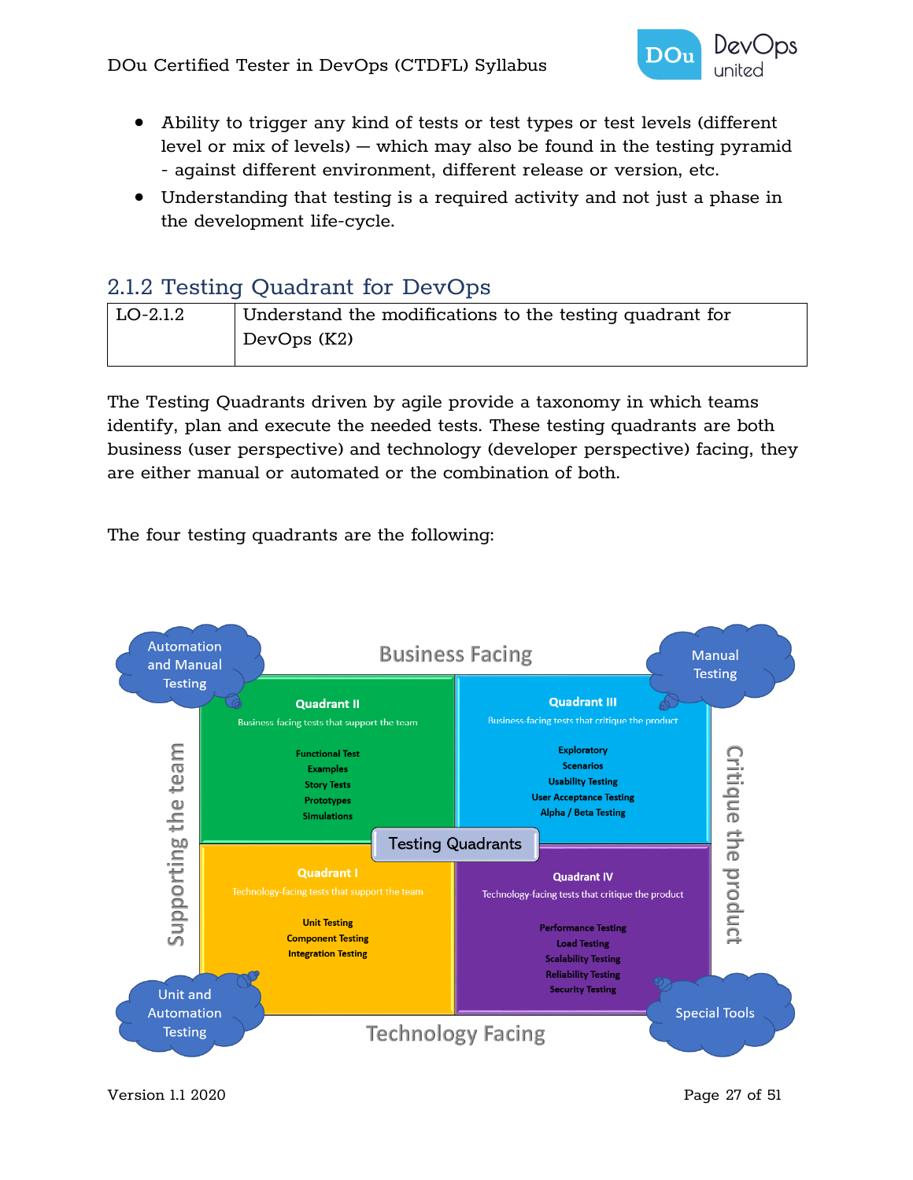- Ability to trigger any kind of tests or test types or test levels (different level or mix of levels) — which may also be found in the testing pyramid - against different environment, different release or version, etc.
- Understanding that testing is a required activity and not just a phase in the development life-cycle.

## 2.1.2 Testing Quadrant for DevOps

| LO-2.1.2 | Understand the modifications to the testing quadrant for DevOps (K2) |
|---|---|

The Testing Quadrants driven by agile provide a taxonomy in which teams identify, plan and execute the needed tests. These testing quadrants are both business (user perspective) and technology (developer perspective) facing, they are either manual or automated or the combination of both.

The four testing quadrants are the following:

Business Facing

Automation and Manual Testing

Manual Testing

Supporting the team

Critique the product

**Quadrant II**
Business facing tests that support the team
- Functional Test
- Examples
- Story Tests
- Prototypes
- Simulations

**Quadrant III**
Business-facing tests that critique the product
- Exploratory
- Scenarios
- Usability Testing
- User Acceptance Testing
- Alpha / Beta Testing

Testing Quadrants

**Quadrant I**
Technology-facing tests that support the team
- Unit Testing
- Component Testing
- Integration Testing

**Quadrant IV**
Technology-facing tests that critique the product
- Performance Testing
- Load Testing
- Scalability Testing
- Reliability Testing
- Security Testing

Unit and Automation Testing

Special Tools

Technology Facing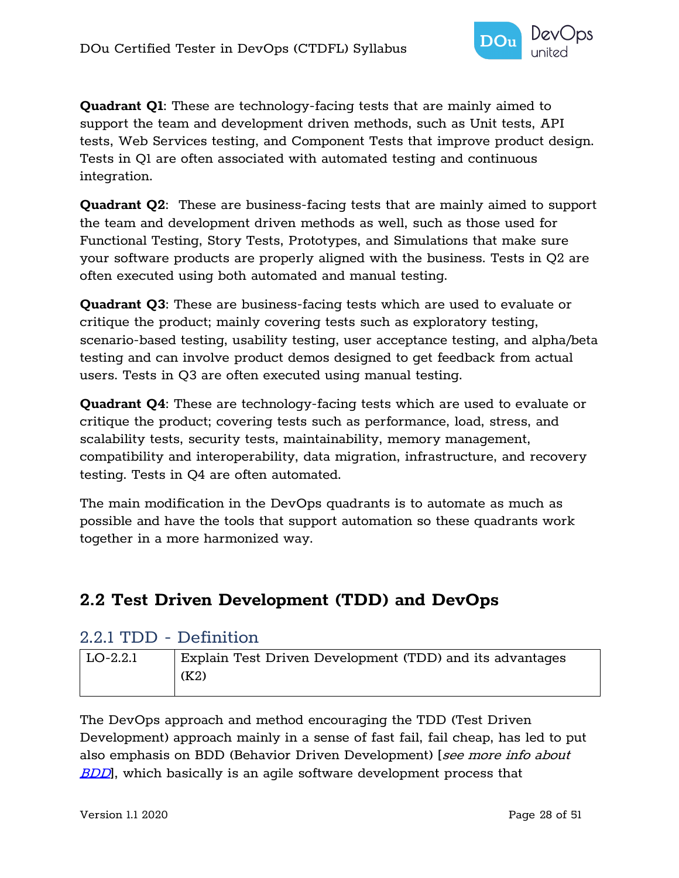**Quadrant Q1**: These are technology-facing tests that are mainly aimed to support the team and development driven methods, such as Unit tests, API tests, Web Services testing, and Component Tests that improve product design. Tests in Q1 are often associated with automated testing and continuous integration.

**Quadrant Q2**:  These are business-facing tests that are mainly aimed to support the team and development driven methods as well, such as those used for Functional Testing, Story Tests, Prototypes, and Simulations that make sure your software products are properly aligned with the business. Tests in Q2 are often executed using both automated and manual testing.

**Quadrant Q3**: These are business-facing tests which are used to evaluate or critique the product; mainly covering tests such as exploratory testing, scenario-based testing, usability testing, user acceptance testing, and alpha/beta testing and can involve product demos designed to get feedback from actual users. Tests in Q3 are often executed using manual testing.

**Quadrant Q4**: These are technology-facing tests which are used to evaluate or critique the product; covering tests such as performance, load, stress, and scalability tests, security tests, maintainability, memory management, compatibility and interoperability, data migration, infrastructure, and recovery testing. Tests in Q4 are often automated.

The main modification in the DevOps quadrants is to automate as much as possible and have the tools that support automation so these quadrants work together in a more harmonized way.

## 2.2 Test Driven Development (TDD) and DevOps

### 2.2.1 TDD - Definition

| LO-2.2.1 | Explain Test Driven Development (TDD) and its advantages (K2) |
|---|---|

The DevOps approach and method encouraging the TDD (Test Driven Development) approach mainly in a sense of fast fail, fail cheap, has led to put also emphasis on BDD (Behavior Driven Development) [*see more info about BDD*], which basically is an agile software development process that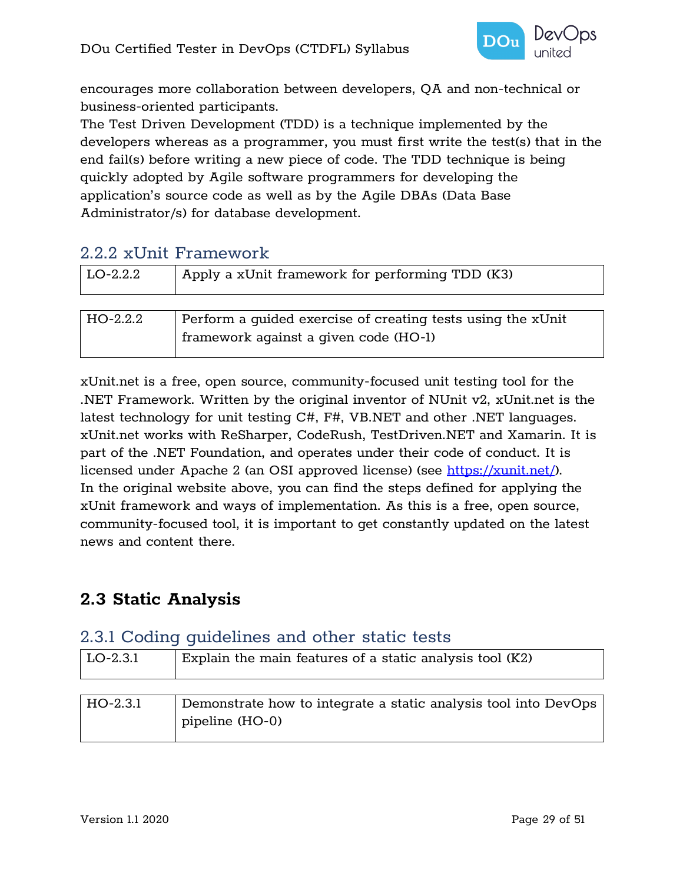encourages more collaboration between developers, QA and non-technical or business-oriented participants.
The Test Driven Development (TDD) is a technique implemented by the developers whereas as a programmer, you must first write the test(s) that in the end fail(s) before writing a new piece of code. The TDD technique is being quickly adopted by Agile software programmers for developing the application's source code as well as by the Agile DBAs (Data Base Administrator/s) for database development.

### 2.2.2 xUnit Framework

| LO-2.2.2 | Apply a xUnit framework for performing TDD (K3) |
|---|---|

| HO-2.2.2 | Perform a guided exercise of creating tests using the xUnit framework against a given code (HO-1) |
|---|---|

xUnit.net is a free, open source, community-focused unit testing tool for the .NET Framework. Written by the original inventor of NUnit v2, xUnit.net is the latest technology for unit testing C#, F#, VB.NET and other .NET languages. xUnit.net works with ReSharper, CodeRush, TestDriven.NET and Xamarin. It is part of the .NET Foundation, and operates under their code of conduct. It is licensed under Apache 2 (an OSI approved license) (see https://xunit.net/).
In the original website above, you can find the steps defined for applying the xUnit framework and ways of implementation. As this is a free, open source, community-focused tool, it is important to get constantly updated on the latest news and content there.

## 2.3 Static Analysis

### 2.3.1 Coding guidelines and other static tests

| LO-2.3.1 | Explain the main features of a static analysis tool (K2) |
|---|---|

| HO-2.3.1 | Demonstrate how to integrate a static analysis tool into DevOps pipeline (HO-0) |
|---|---|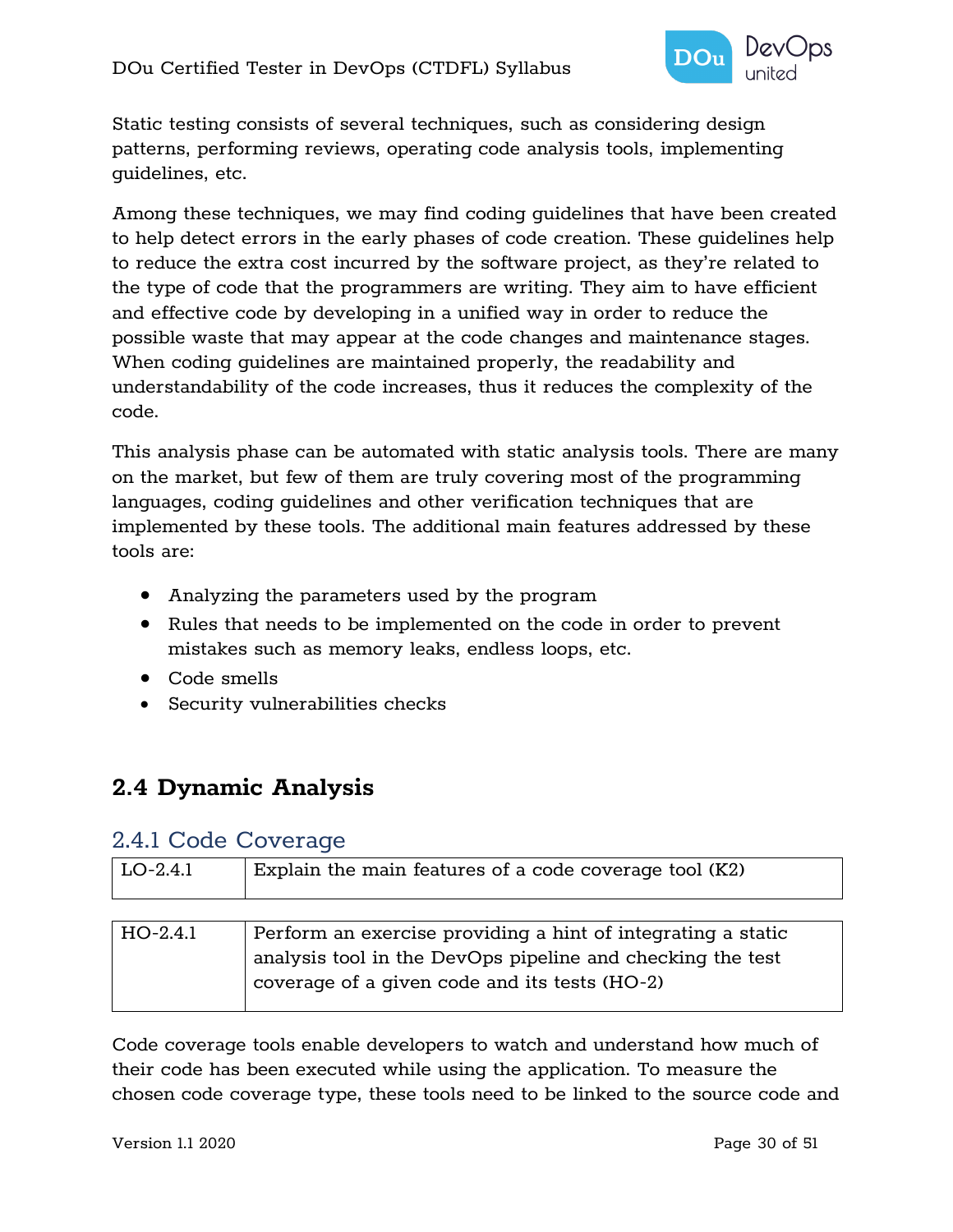Static testing consists of several techniques, such as considering design patterns, performing reviews, operating code analysis tools, implementing guidelines, etc.

Among these techniques, we may find coding guidelines that have been created to help detect errors in the early phases of code creation. These guidelines help to reduce the extra cost incurred by the software project, as they're related to the type of code that the programmers are writing. They aim to have efficient and effective code by developing in a unified way in order to reduce the possible waste that may appear at the code changes and maintenance stages. When coding guidelines are maintained properly, the readability and understandability of the code increases, thus it reduces the complexity of the code.

This analysis phase can be automated with static analysis tools. There are many on the market, but few of them are truly covering most of the programming languages, coding guidelines and other verification techniques that are implemented by these tools. The additional main features addressed by these tools are:

- Analyzing the parameters used by the program
- Rules that needs to be implemented on the code in order to prevent mistakes such as memory leaks, endless loops, etc.
- Code smells
- Security vulnerabilities checks

## 2.4 Dynamic Analysis

### 2.4.1 Code Coverage

| LO-2.4.1 | Explain the main features of a code coverage tool (K2) |
|---|---|

| HO-2.4.1 | Perform an exercise providing a hint of integrating a static analysis tool in the DevOps pipeline and checking the test coverage of a given code and its tests (HO-2) |
|---|---|

Code coverage tools enable developers to watch and understand how much of their code has been executed while using the application. To measure the chosen code coverage type, these tools need to be linked to the source code and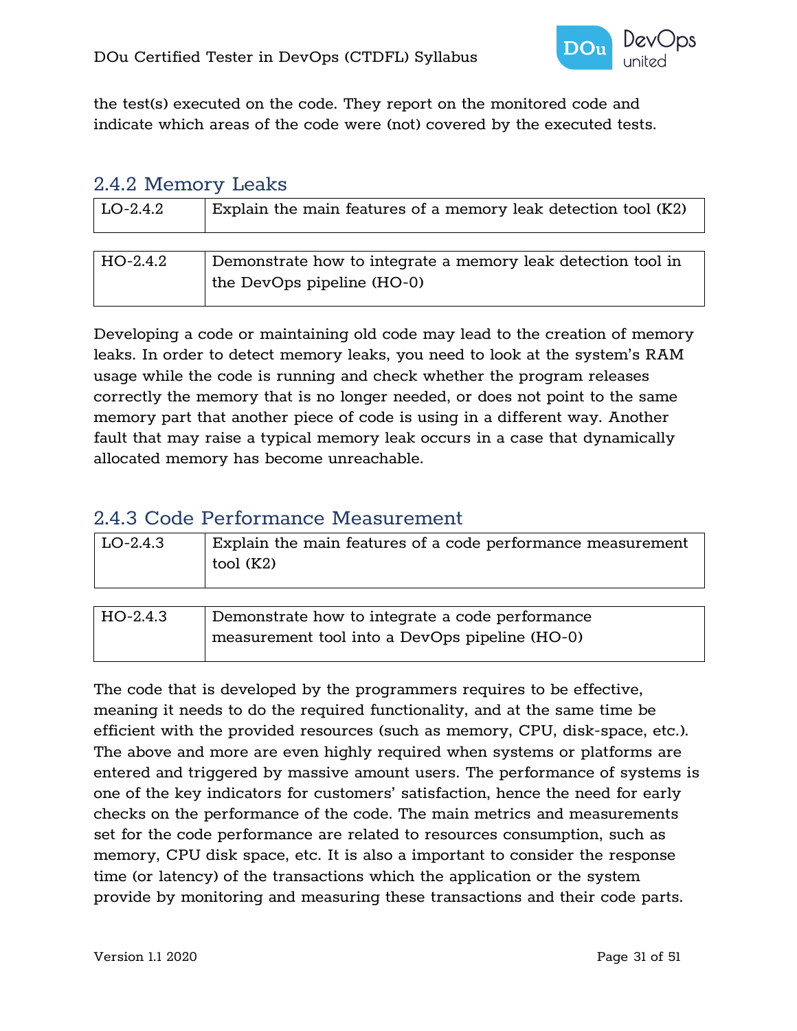the test(s) executed on the code. They report on the monitored code and indicate which areas of the code were (not) covered by the executed tests.

### 2.4.2 Memory Leaks

| LO-2.4.2 | Explain the main features of a memory leak detection tool (K2) |
|---|---|

| HO-2.4.2 | Demonstrate how to integrate a memory leak detection tool in the DevOps pipeline (HO-0) |
|---|---|

Developing a code or maintaining old code may lead to the creation of memory leaks. In order to detect memory leaks, you need to look at the system's RAM usage while the code is running and check whether the program releases correctly the memory that is no longer needed, or does not point to the same memory part that another piece of code is using in a different way. Another fault that may raise a typical memory leak occurs in a case that dynamically allocated memory has become unreachable.

### 2.4.3 Code Performance Measurement

| LO-2.4.3 | Explain the main features of a code performance measurement tool (K2) |
|---|---|

| HO-2.4.3 | Demonstrate how to integrate a code performance measurement tool into a DevOps pipeline (HO-0) |
|---|---|

The code that is developed by the programmers requires to be effective, meaning it needs to do the required functionality, and at the same time be efficient with the provided resources (such as memory, CPU, disk-space, etc.). The above and more are even highly required when systems or platforms are entered and triggered by massive amount users. The performance of systems is one of the key indicators for customers' satisfaction, hence the need for early checks on the performance of the code. The main metrics and measurements set for the code performance are related to resources consumption, such as memory, CPU disk space, etc. It is also a important to consider the response time (or latency) of the transactions which the application or the system provide by monitoring and measuring these transactions and their code parts.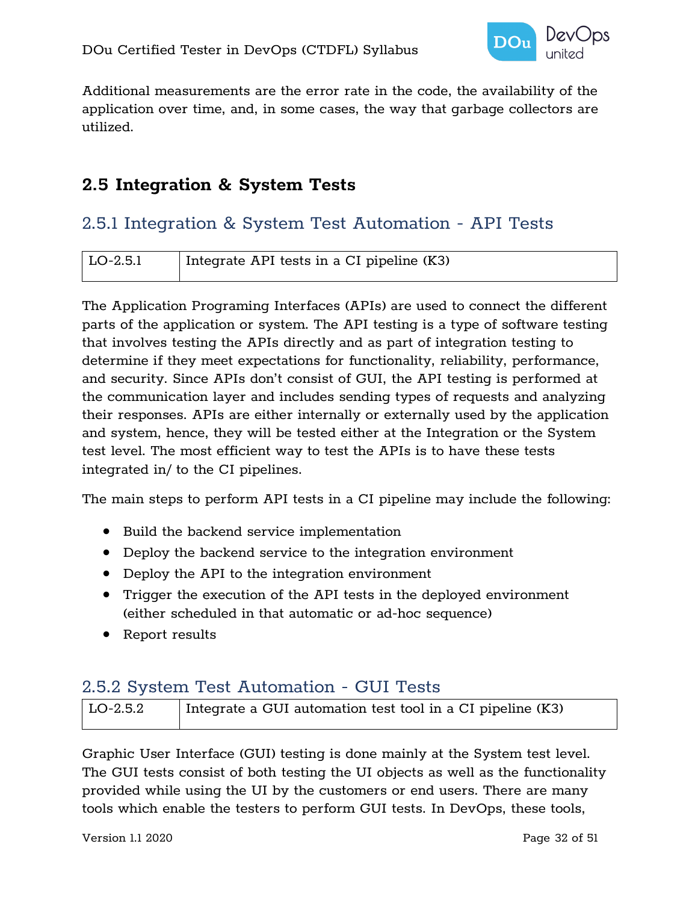Additional measurements are the error rate in the code, the availability of the application over time, and, in some cases, the way that garbage collectors are utilized.

## 2.5 Integration & System Tests

### 2.5.1 Integration & System Test Automation - API Tests

| LO-2.5.1 | Integrate API tests in a CI pipeline (K3) |
|---|---|

The Application Programing Interfaces (APIs) are used to connect the different parts of the application or system. The API testing is a type of software testing that involves testing the APIs directly and as part of integration testing to determine if they meet expectations for functionality, reliability, performance, and security. Since APIs don't consist of GUI, the API testing is performed at the communication layer and includes sending types of requests and analyzing their responses. APIs are either internally or externally used by the application and system, hence, they will be tested either at the Integration or the System test level. The most efficient way to test the APIs is to have these tests integrated in/ to the CI pipelines.

The main steps to perform API tests in a CI pipeline may include the following:

- Build the backend service implementation
- Deploy the backend service to the integration environment
- Deploy the API to the integration environment
- Trigger the execution of the API tests in the deployed environment (either scheduled in that automatic or ad-hoc sequence)
- Report results

### 2.5.2 System Test Automation - GUI Tests

| LO-2.5.2 | Integrate a GUI automation test tool in a CI pipeline (K3) |
|---|---|

Graphic User Interface (GUI) testing is done mainly at the System test level. The GUI tests consist of both testing the UI objects as well as the functionality provided while using the UI by the customers or end users. There are many tools which enable the testers to perform GUI tests. In DevOps, these tools,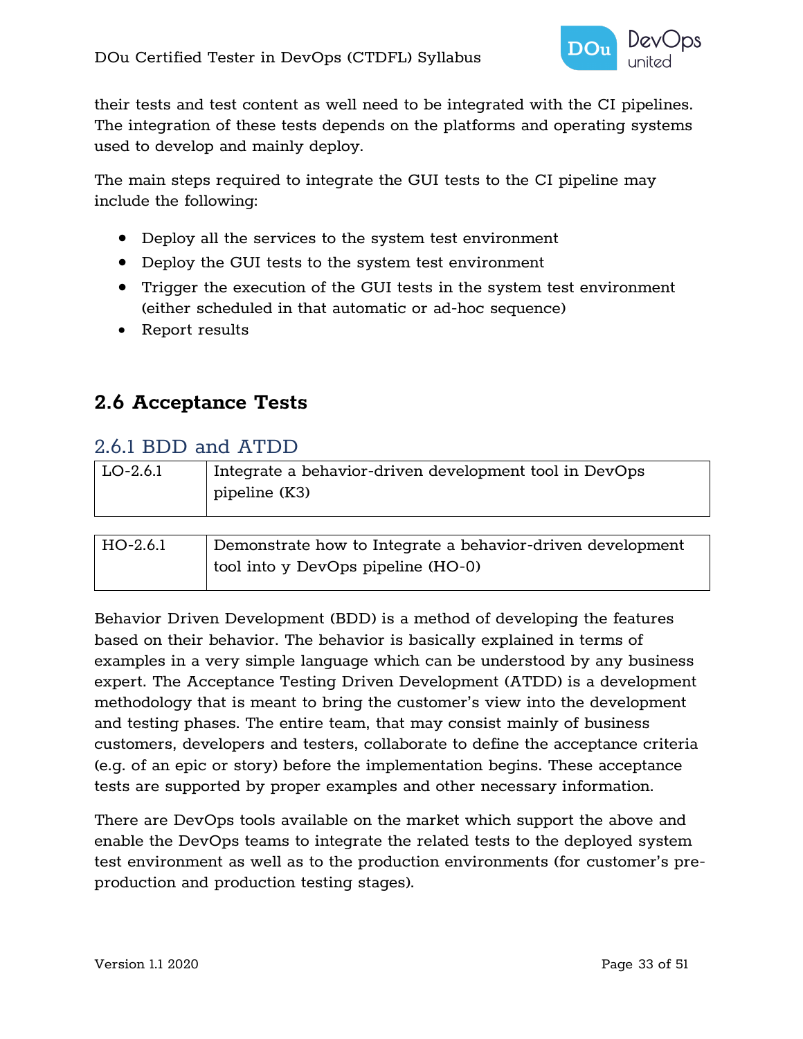their tests and test content as well need to be integrated with the CI pipelines. The integration of these tests depends on the platforms and operating systems used to develop and mainly deploy.

The main steps required to integrate the GUI tests to the CI pipeline may include the following:

- Deploy all the services to the system test environment
- Deploy the GUI tests to the system test environment
- Trigger the execution of the GUI tests in the system test environment (either scheduled in that automatic or ad-hoc sequence)
- Report results

## 2.6 Acceptance Tests

### 2.6.1 BDD and ATDD

| LO-2.6.1 | Integrate a behavior-driven development tool in DevOps pipeline (K3) |
|---|---|

| HO-2.6.1 | Demonstrate how to Integrate a behavior-driven development tool into y DevOps pipeline (HO-0) |
|---|---|

Behavior Driven Development (BDD) is a method of developing the features based on their behavior. The behavior is basically explained in terms of examples in a very simple language which can be understood by any business expert. The Acceptance Testing Driven Development (ATDD) is a development methodology that is meant to bring the customer's view into the development and testing phases. The entire team, that may consist mainly of business customers, developers and testers, collaborate to define the acceptance criteria (e.g. of an epic or story) before the implementation begins. These acceptance tests are supported by proper examples and other necessary information.

There are DevOps tools available on the market which support the above and enable the DevOps teams to integrate the related tests to the deployed system test environment as well as to the production environments (for customer's pre-production and production testing stages).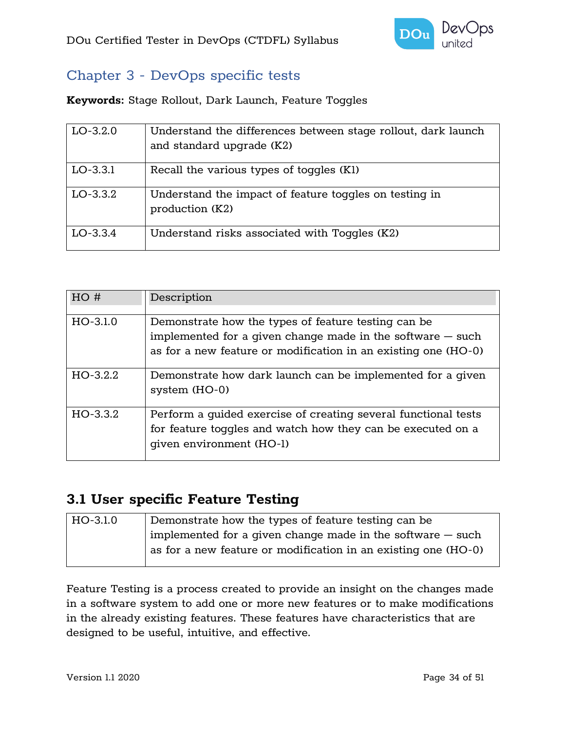# Chapter 3 - DevOps specific tests

**Keywords:** Stage Rollout, Dark Launch, Feature Toggles

| | |
|---|---|
| LO-3.2.0 | Understand the differences between stage rollout, dark launch and standard upgrade (K2) |
| LO-3.3.1 | Recall the various types of toggles (K1) |
| LO-3.3.2 | Understand the impact of feature toggles on testing in production (K2) |
| LO-3.3.4 | Understand risks associated with Toggles (K2) |

| HO # | Description |
|---|---|
| HO-3.1.0 | Demonstrate how the types of feature testing can be implemented for a given change made in the software — such as for a new feature or modification in an existing one (HO-0) |
| HO-3.2.2 | Demonstrate how dark launch can be implemented for a given system (HO-0) |
| HO-3.3.2 | Perform a guided exercise of creating several functional tests for feature toggles and watch how they can be executed on a given environment (HO-1) |

## 3.1 User specific Feature Testing

| | |
|---|---|
| HO-3.1.0 | Demonstrate how the types of feature testing can be implemented for a given change made in the software — such as for a new feature or modification in an existing one (HO-0) |

Feature Testing is a process created to provide an insight on the changes made in a software system to add one or more new features or to make modifications in the already existing features. These features have characteristics that are designed to be useful, intuitive, and effective.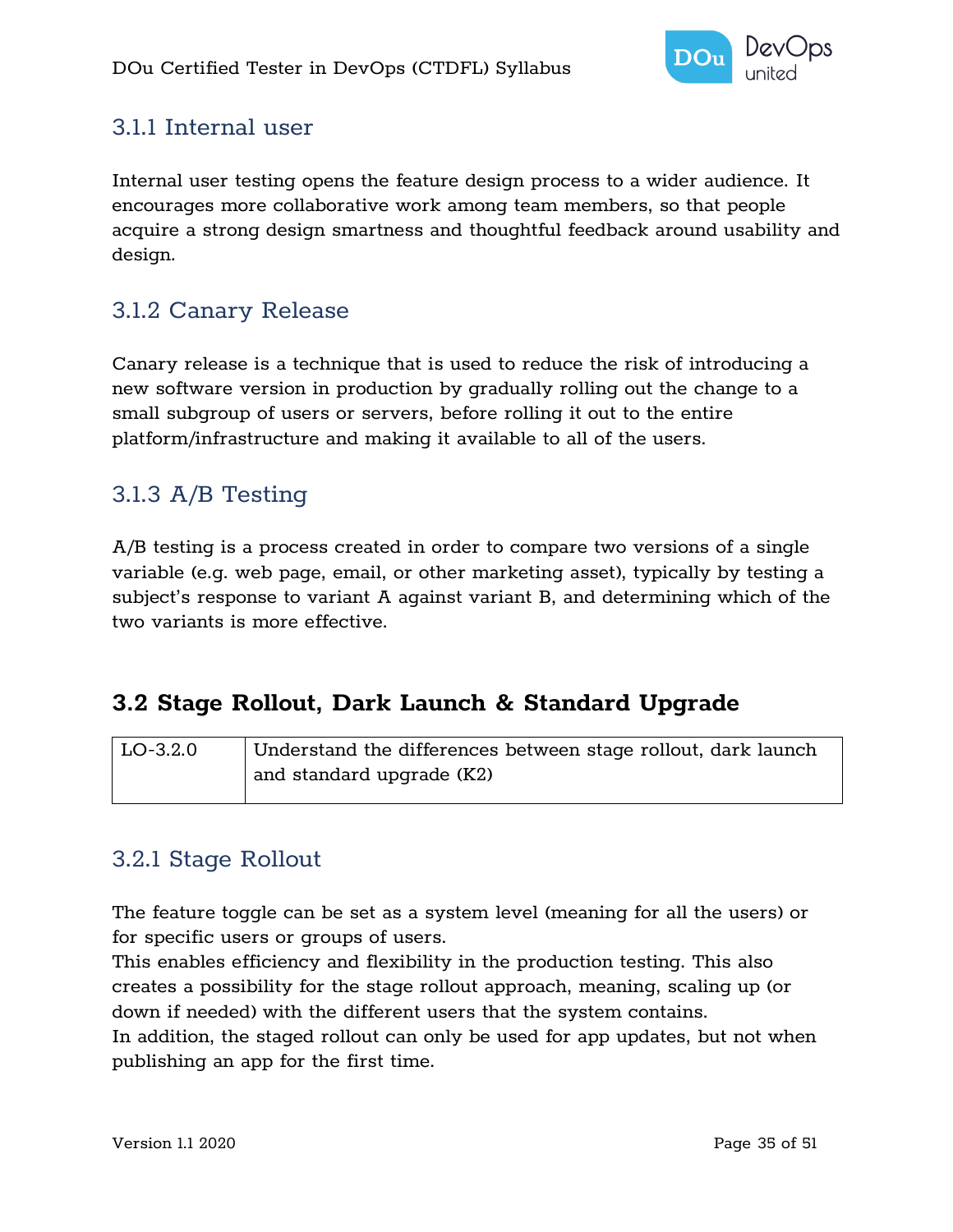### 3.1.1 Internal user

Internal user testing opens the feature design process to a wider audience. It encourages more collaborative work among team members, so that people acquire a strong design smartness and thoughtful feedback around usability and design.

### 3.1.2 Canary Release

Canary release is a technique that is used to reduce the risk of introducing a new software version in production by gradually rolling out the change to a small subgroup of users or servers, before rolling it out to the entire platform/infrastructure and making it available to all of the users.

### 3.1.3 A/B Testing

A/B testing is a process created in order to compare two versions of a single variable (e.g. web page, email, or other marketing asset), typically by testing a subject's response to variant A against variant B, and determining which of the two variants is more effective.

## 3.2 Stage Rollout, Dark Launch & Standard Upgrade

| LO-3.2.0 | Understand the differences between stage rollout, dark launch and standard upgrade (K2) |
|---|---|

### 3.2.1 Stage Rollout

The feature toggle can be set as a system level (meaning for all the users) or for specific users or groups of users.
This enables efficiency and flexibility in the production testing. This also creates a possibility for the stage rollout approach, meaning, scaling up (or down if needed) with the different users that the system contains.
In addition, the staged rollout can only be used for app updates, but not when publishing an app for the first time.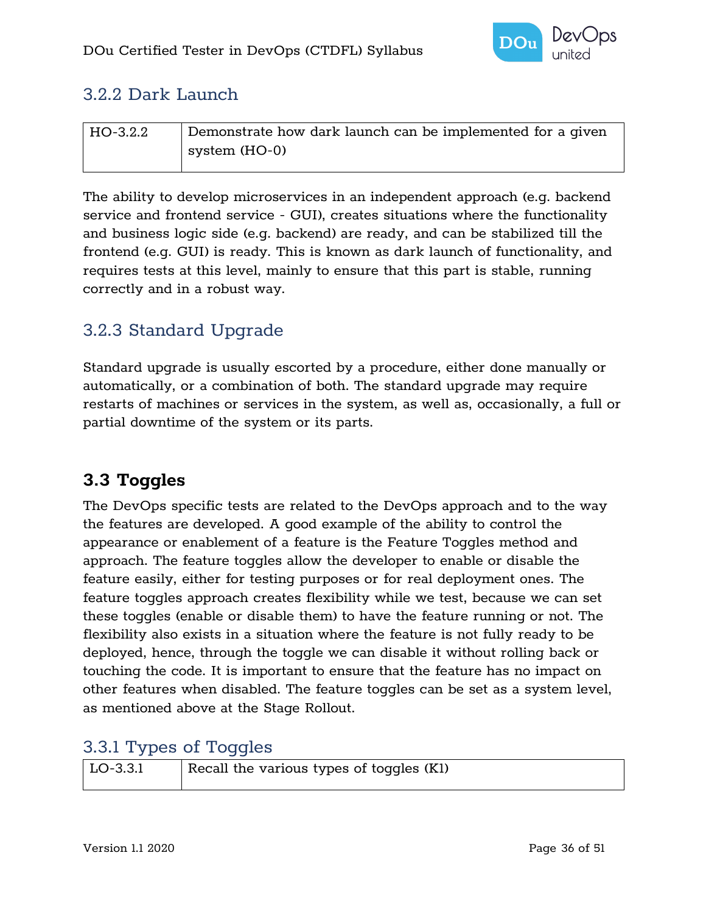### 3.2.2 Dark Launch

| HO-3.2.2 | Demonstrate how dark launch can be implemented for a given system (HO-0) |
|---|---|

The ability to develop microservices in an independent approach (e.g. backend service and frontend service - GUI), creates situations where the functionality and business logic side (e.g. backend) are ready, and can be stabilized till the frontend (e.g. GUI) is ready. This is known as dark launch of functionality, and requires tests at this level, mainly to ensure that this part is stable, running correctly and in a robust way.

### 3.2.3 Standard Upgrade

Standard upgrade is usually escorted by a procedure, either done manually or automatically, or a combination of both. The standard upgrade may require restarts of machines or services in the system, as well as, occasionally, a full or partial downtime of the system or its parts.

## 3.3 Toggles

The DevOps specific tests are related to the DevOps approach and to the way the features are developed. A good example of the ability to control the appearance or enablement of a feature is the Feature Toggles method and approach. The feature toggles allow the developer to enable or disable the feature easily, either for testing purposes or for real deployment ones. The feature toggles approach creates flexibility while we test, because we can set these toggles (enable or disable them) to have the feature running or not. The flexibility also exists in a situation where the feature is not fully ready to be deployed, hence, through the toggle we can disable it without rolling back or touching the code. It is important to ensure that the feature has no impact on other features when disabled. The feature toggles can be set as a system level, as mentioned above at the Stage Rollout.

### 3.3.1 Types of Toggles

| LO-3.3.1 | Recall the various types of toggles (K1) |
|---|---|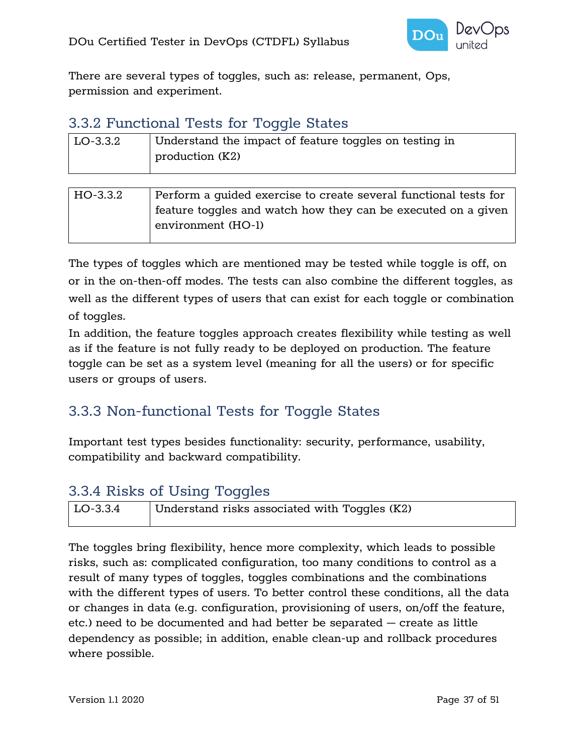There are several types of toggles, such as: release, permanent, Ops, permission and experiment.

### 3.3.2 Functional Tests for Toggle States

| LO-3.3.2 | Understand the impact of feature toggles on testing in production (K2) |
|---|---|

| HO-3.3.2 | Perform a guided exercise to create several functional tests for feature toggles and watch how they can be executed on a given environment (HO-1) |
|---|---|

The types of toggles which are mentioned may be tested while toggle is off, on or in the on-then-off modes. The tests can also combine the different toggles, as well as the different types of users that can exist for each toggle or combination of toggles.

In addition, the feature toggles approach creates flexibility while testing as well as if the feature is not fully ready to be deployed on production. The feature toggle can be set as a system level (meaning for all the users) or for specific users or groups of users.

### 3.3.3 Non-functional Tests for Toggle States

Important test types besides functionality: security, performance, usability, compatibility and backward compatibility.

### 3.3.4 Risks of Using Toggles

| LO-3.3.4 | Understand risks associated with Toggles (K2) |
|---|---|

The toggles bring flexibility, hence more complexity, which leads to possible risks, such as: complicated configuration, too many conditions to control as a result of many types of toggles, toggles combinations and the combinations with the different types of users. To better control these conditions, all the data or changes in data (e.g. configuration, provisioning of users, on/off the feature, etc.) need to be documented and had better be separated — create as little dependency as possible; in addition, enable clean-up and rollback procedures where possible.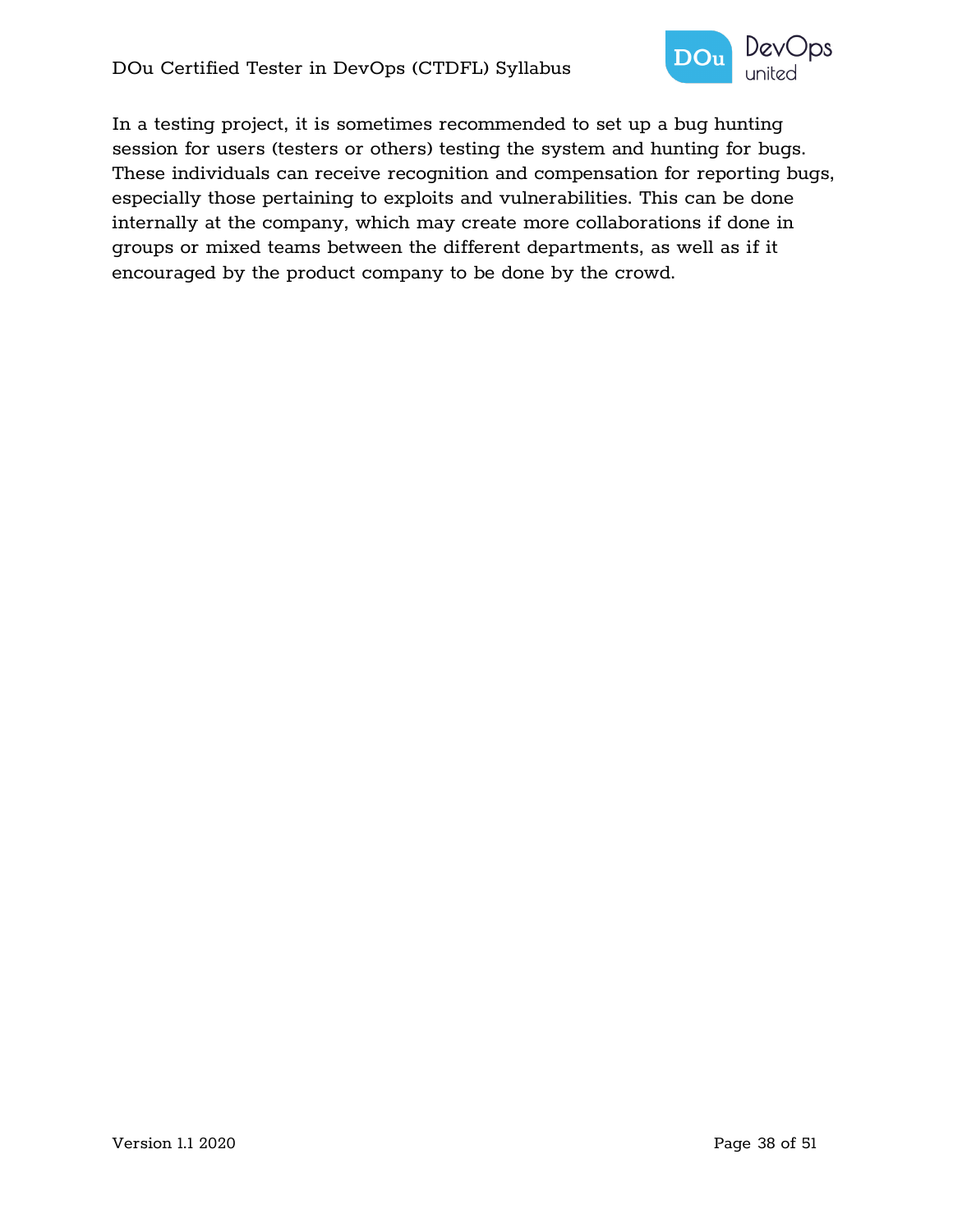In a testing project, it is sometimes recommended to set up a bug hunting session for users (testers or others) testing the system and hunting for bugs. These individuals can receive recognition and compensation for reporting bugs, especially those pertaining to exploits and vulnerabilities. This can be done internally at the company, which may create more collaborations if done in groups or mixed teams between the different departments, as well as if it encouraged by the product company to be done by the crowd.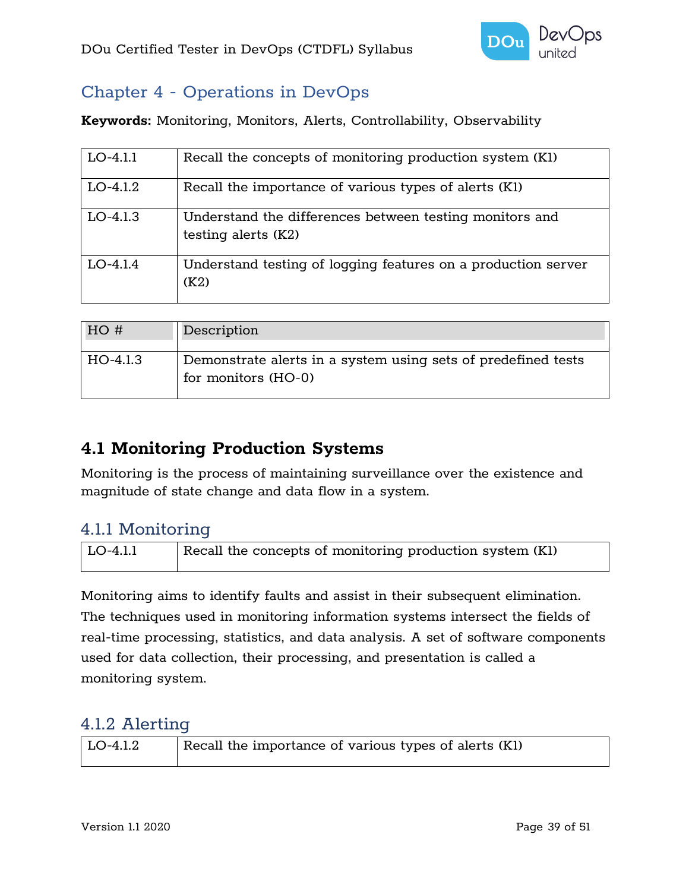## Chapter 4 - Operations in DevOps

**Keywords:** Monitoring, Monitors, Alerts, Controllability, Observability

| | |
|---|---|
| LO-4.1.1 | Recall the concepts of monitoring production system (K1) |
| LO-4.1.2 | Recall the importance of various types of alerts (K1) |
| LO-4.1.3 | Understand the differences between testing monitors and testing alerts (K2) |
| LO-4.1.4 | Understand testing of logging features on a production server (K2) |

| HO # | Description |
|---|---|
| HO-4.1.3 | Demonstrate alerts in a system using sets of predefined tests for monitors (HO-0) |

# 4.1 Monitoring Production Systems

Monitoring is the process of maintaining surveillance over the existence and magnitude of state change and data flow in a system.

### 4.1.1 Monitoring

| | |
|---|---|
| LO-4.1.1 | Recall the concepts of monitoring production system (K1) |

Monitoring aims to identify faults and assist in their subsequent elimination. The techniques used in monitoring information systems intersect the fields of real-time processing, statistics, and data analysis. A set of software components used for data collection, their processing, and presentation is called a monitoring system.

### 4.1.2 Alerting

| | |
|---|---|
| LO-4.1.2 | Recall the importance of various types of alerts (K1) |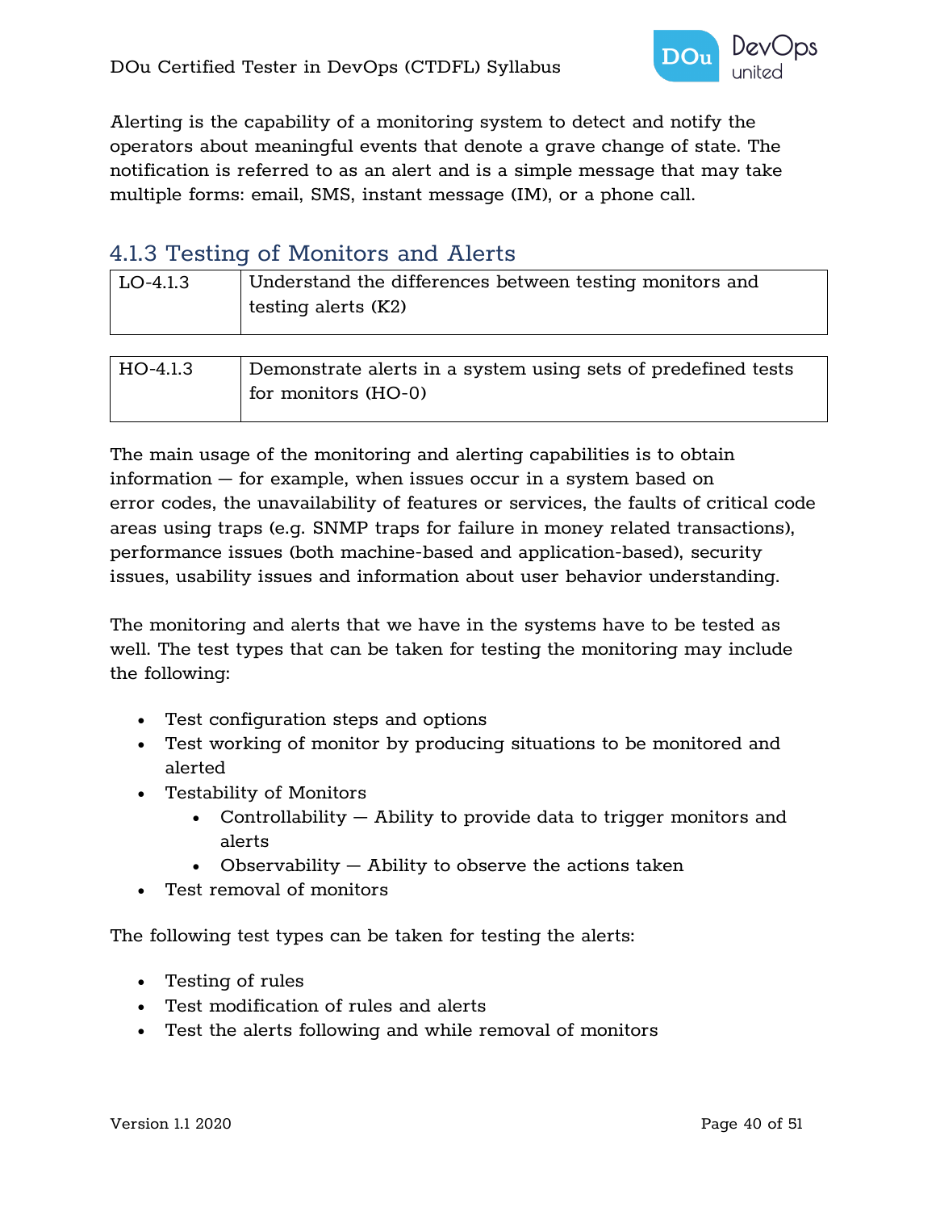Alerting is the capability of a monitoring system to detect and notify the operators about meaningful events that denote a grave change of state. The notification is referred to as an alert and is a simple message that may take multiple forms: email, SMS, instant message (IM), or a phone call.

### 4.1.3 Testing of Monitors and Alerts

| LO-4.1.3 | Understand the differences between testing monitors and testing alerts (K2) |
|---|---|

| HO-4.1.3 | Demonstrate alerts in a system using sets of predefined tests for monitors (HO-0) |
|---|---|

The main usage of the monitoring and alerting capabilities is to obtain information — for example, when issues occur in a system based on error codes, the unavailability of features or services, the faults of critical code areas using traps (e.g. SNMP traps for failure in money related transactions), performance issues (both machine-based and application-based), security issues, usability issues and information about user behavior understanding.

The monitoring and alerts that we have in the systems have to be tested as well. The test types that can be taken for testing the monitoring may include the following:

- Test configuration steps and options
- Test working of monitor by producing situations to be monitored and alerted
- Testability of Monitors
  - Controllability — Ability to provide data to trigger monitors and alerts
  - Observability — Ability to observe the actions taken
- Test removal of monitors

The following test types can be taken for testing the alerts:

- Testing of rules
- Test modification of rules and alerts
- Test the alerts following and while removal of monitors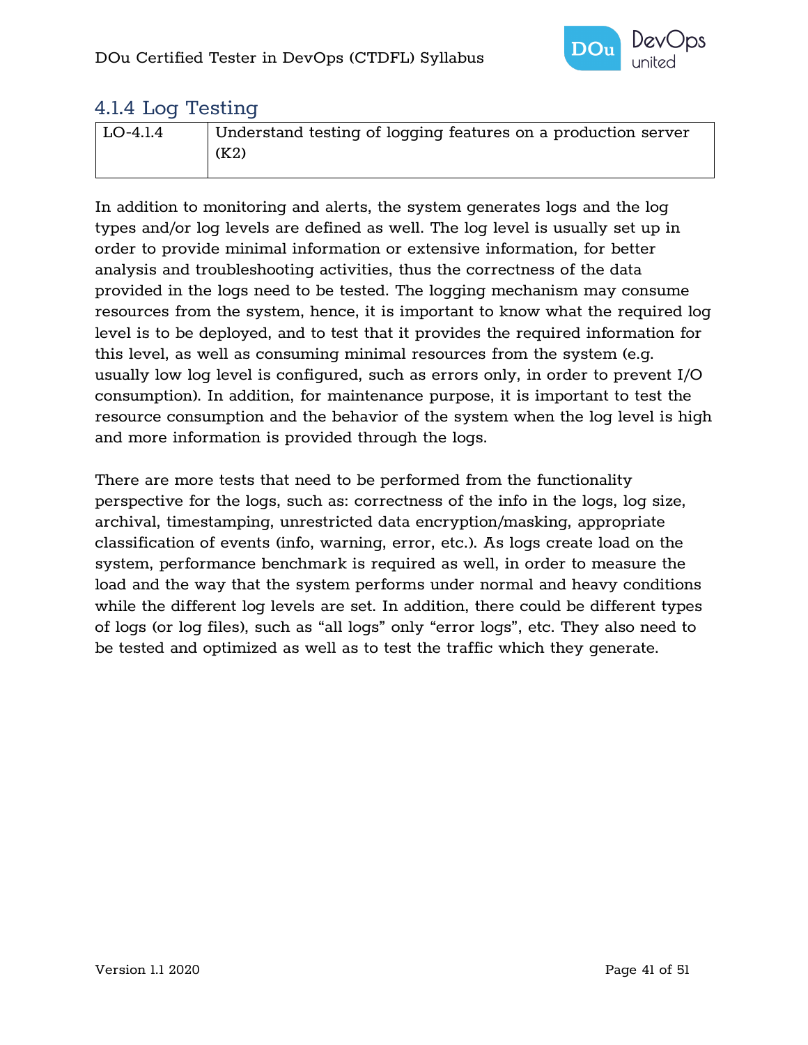## 4.1.4 Log Testing

| LO-4.1.4 | Understand testing of logging features on a production server (K2) |
| --- | --- |

In addition to monitoring and alerts, the system generates logs and the log types and/or log levels are defined as well. The log level is usually set up in order to provide minimal information or extensive information, for better analysis and troubleshooting activities, thus the correctness of the data provided in the logs need to be tested. The logging mechanism may consume resources from the system, hence, it is important to know what the required log level is to be deployed, and to test that it provides the required information for this level, as well as consuming minimal resources from the system (e.g. usually low log level is configured, such as errors only, in order to prevent I/O consumption). In addition, for maintenance purpose, it is important to test the resource consumption and the behavior of the system when the log level is high and more information is provided through the logs.

There are more tests that need to be performed from the functionality perspective for the logs, such as: correctness of the info in the logs, log size, archival, timestamping, unrestricted data encryption/masking, appropriate classification of events (info, warning, error, etc.). As logs create load on the system, performance benchmark is required as well, in order to measure the load and the way that the system performs under normal and heavy conditions while the different log levels are set. In addition, there could be different types of logs (or log files), such as “all logs” only “error logs”, etc. They also need to be tested and optimized as well as to test the traffic which they generate.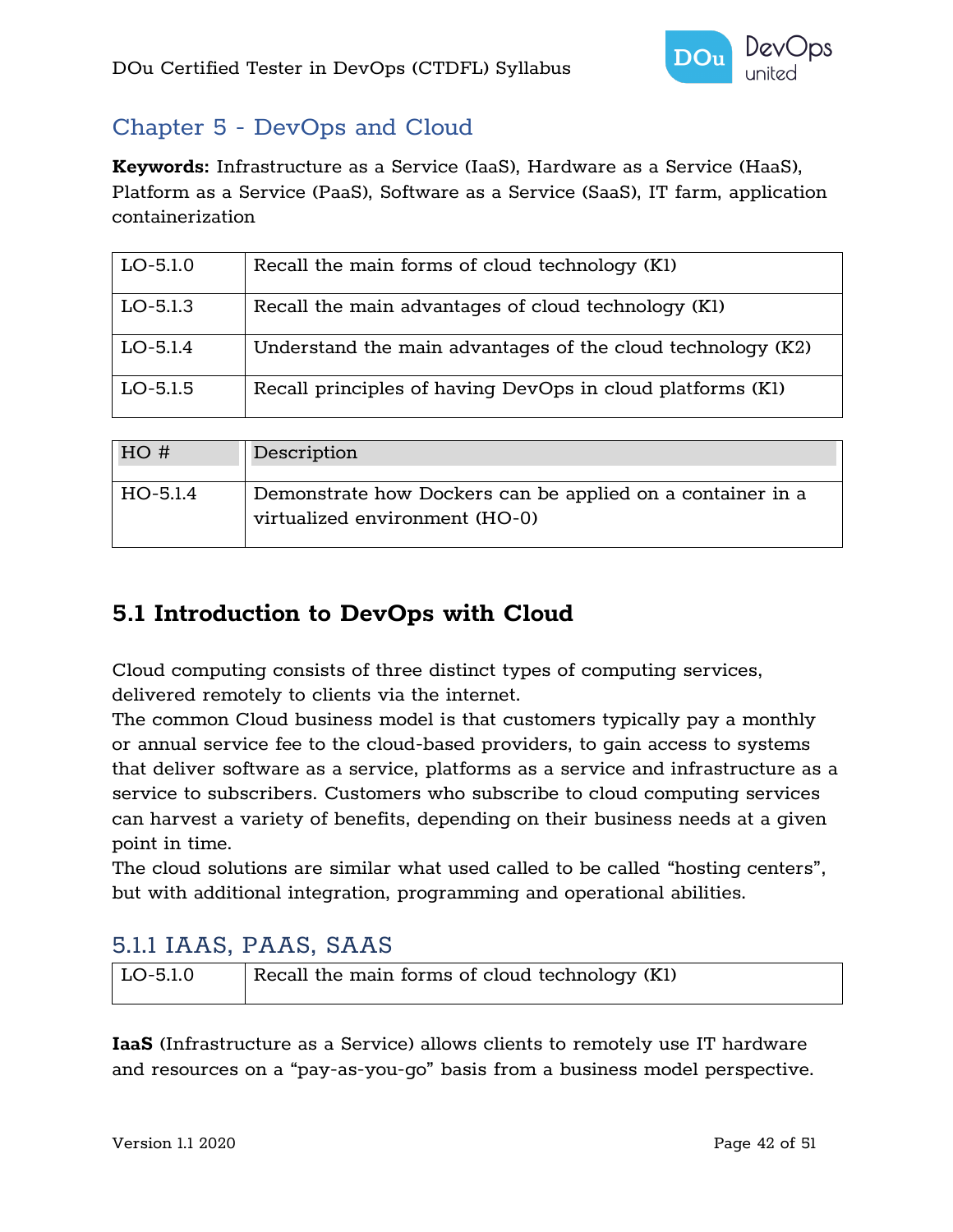## Chapter 5 - DevOps and Cloud

**Keywords:** Infrastructure as a Service (IaaS), Hardware as a Service (HaaS), Platform as a Service (PaaS), Software as a Service (SaaS), IT farm, application containerization

| LO-5.1.0 | Recall the main forms of cloud technology (K1) |
|---|---|
| LO-5.1.3 | Recall the main advantages of cloud technology (K1) |
| LO-5.1.4 | Understand the main advantages of the cloud technology (K2) |
| LO-5.1.5 | Recall principles of having DevOps in cloud platforms (K1) |

| HO # | Description |
|---|---|
| HO-5.1.4 | Demonstrate how Dockers can be applied on a container in a virtualized environment (HO-0) |

## 5.1 Introduction to DevOps with Cloud

Cloud computing consists of three distinct types of computing services, delivered remotely to clients via the internet.
The common Cloud business model is that customers typically pay a monthly or annual service fee to the cloud-based providers, to gain access to systems that deliver software as a service, platforms as a service and infrastructure as a service to subscribers. Customers who subscribe to cloud computing services can harvest a variety of benefits, depending on their business needs at a given point in time.
The cloud solutions are similar what used called to be called "hosting centers", but with additional integration, programming and operational abilities.

### 5.1.1 IAAS, PAAS, SAAS

| LO-5.1.0 | Recall the main forms of cloud technology (K1) |
|---|---|

**IaaS** (Infrastructure as a Service) allows clients to remotely use IT hardware and resources on a "pay-as-you-go" basis from a business model perspective.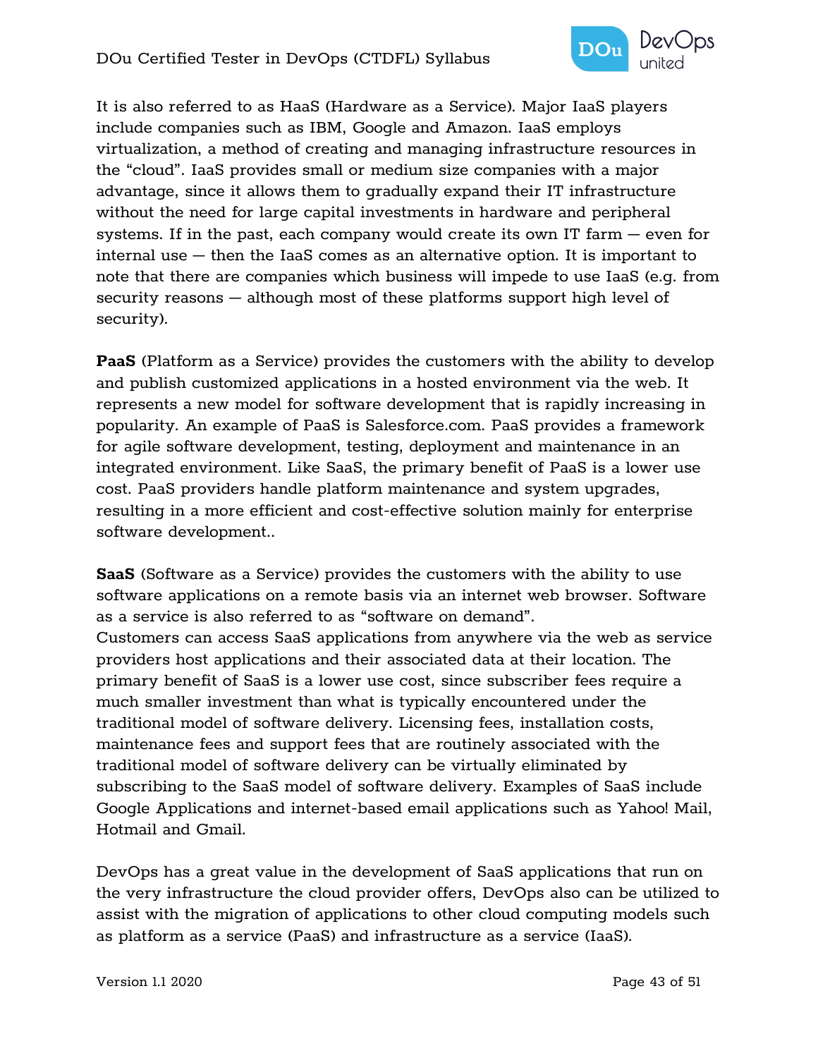It is also referred to as HaaS (Hardware as a Service). Major IaaS players include companies such as IBM, Google and Amazon. IaaS employs virtualization, a method of creating and managing infrastructure resources in the "cloud". IaaS provides small or medium size companies with a major advantage, since it allows them to gradually expand their IT infrastructure without the need for large capital investments in hardware and peripheral systems. If in the past, each company would create its own IT farm — even for internal use — then the IaaS comes as an alternative option. It is important to note that there are companies which business will impede to use IaaS (e.g. from security reasons — although most of these platforms support high level of security).

**PaaS** (Platform as a Service) provides the customers with the ability to develop and publish customized applications in a hosted environment via the web. It represents a new model for software development that is rapidly increasing in popularity. An example of PaaS is Salesforce.com. PaaS provides a framework for agile software development, testing, deployment and maintenance in an integrated environment. Like SaaS, the primary benefit of PaaS is a lower use cost. PaaS providers handle platform maintenance and system upgrades, resulting in a more efficient and cost-effective solution mainly for enterprise software development..

**SaaS** (Software as a Service) provides the customers with the ability to use software applications on a remote basis via an internet web browser. Software as a service is also referred to as "software on demand".
Customers can access SaaS applications from anywhere via the web as service providers host applications and their associated data at their location. The primary benefit of SaaS is a lower use cost, since subscriber fees require a much smaller investment than what is typically encountered under the traditional model of software delivery. Licensing fees, installation costs, maintenance fees and support fees that are routinely associated with the traditional model of software delivery can be virtually eliminated by subscribing to the SaaS model of software delivery. Examples of SaaS include Google Applications and internet-based email applications such as Yahoo! Mail, Hotmail and Gmail.

DevOps has a great value in the development of SaaS applications that run on the very infrastructure the cloud provider offers, DevOps also can be utilized to assist with the migration of applications to other cloud computing models such as platform as a service (PaaS) and infrastructure as a service (IaaS).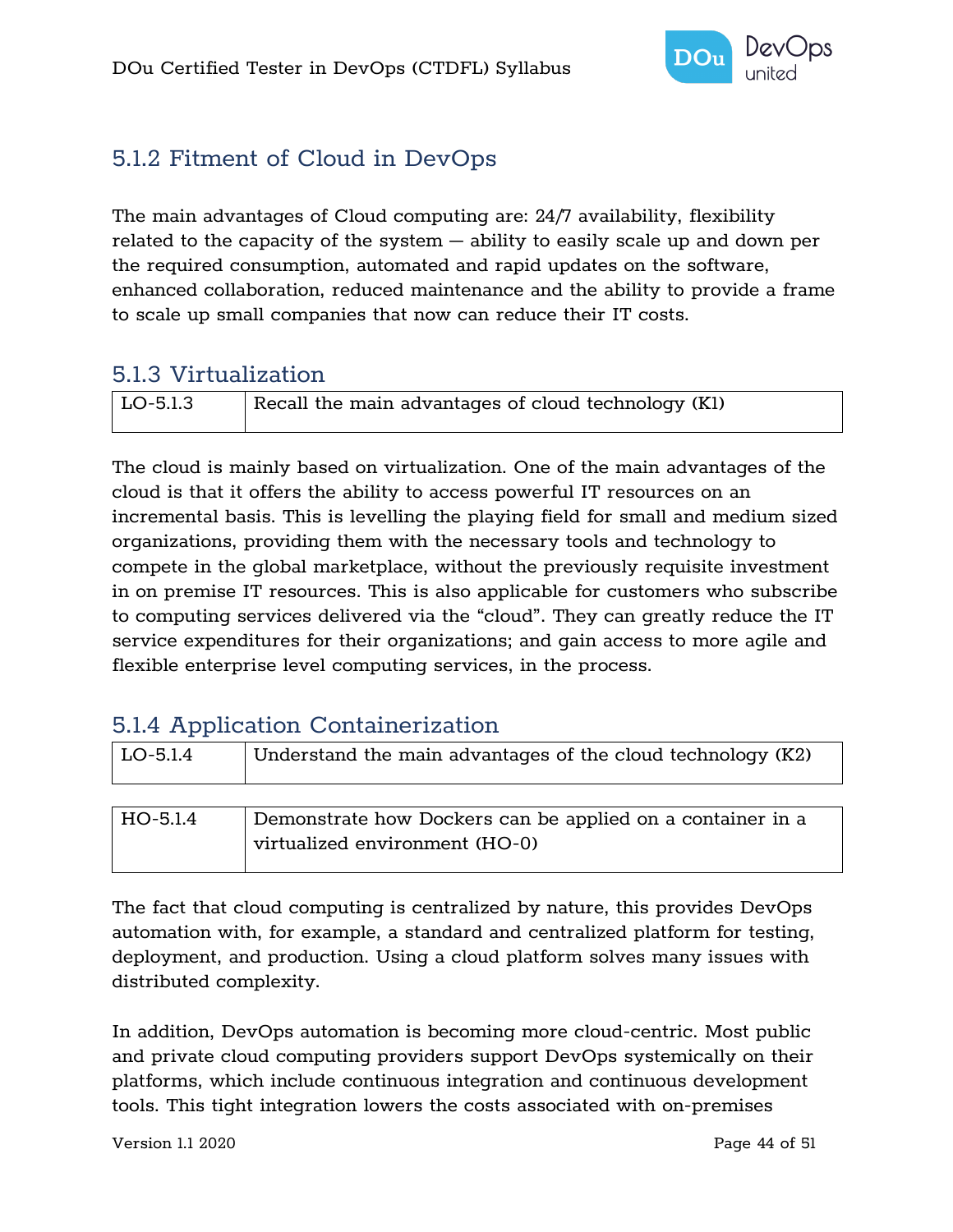### 5.1.2 Fitment of Cloud in DevOps

The main advantages of Cloud computing are: 24/7 availability, flexibility related to the capacity of the system — ability to easily scale up and down per the required consumption, automated and rapid updates on the software, enhanced collaboration, reduced maintenance and the ability to provide a frame to scale up small companies that now can reduce their IT costs.

### 5.1.3 Virtualization

| LO-5.1.3 | Recall the main advantages of cloud technology (K1) |
|---|---|

The cloud is mainly based on virtualization. One of the main advantages of the cloud is that it offers the ability to access powerful IT resources on an incremental basis. This is levelling the playing field for small and medium sized organizations, providing them with the necessary tools and technology to compete in the global marketplace, without the previously requisite investment in on premise IT resources. This is also applicable for customers who subscribe to computing services delivered via the "cloud". They can greatly reduce the IT service expenditures for their organizations; and gain access to more agile and flexible enterprise level computing services, in the process.

### 5.1.4 Application Containerization

| LO-5.1.4 | Understand the main advantages of the cloud technology (K2) |
|---|---|

| HO-5.1.4 | Demonstrate how Dockers can be applied on a container in a virtualized environment (HO-0) |
|---|---|

The fact that cloud computing is centralized by nature, this provides DevOps automation with, for example, a standard and centralized platform for testing, deployment, and production. Using a cloud platform solves many issues with distributed complexity.

In addition, DevOps automation is becoming more cloud-centric. Most public and private cloud computing providers support DevOps systemically on their platforms, which include continuous integration and continuous development tools. This tight integration lowers the costs associated with on-premises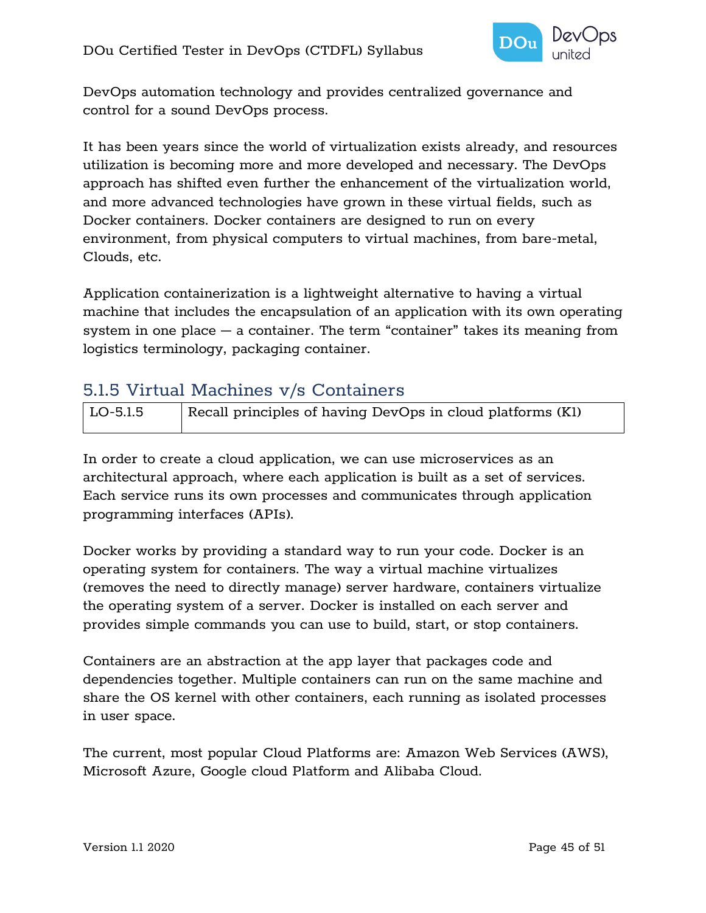DevOps automation technology and provides centralized governance and control for a sound DevOps process.

It has been years since the world of virtualization exists already, and resources utilization is becoming more and more developed and necessary. The DevOps approach has shifted even further the enhancement of the virtualization world, and more advanced technologies have grown in these virtual fields, such as Docker containers. Docker containers are designed to run on every environment, from physical computers to virtual machines, from bare-metal, Clouds, etc.

Application containerization is a lightweight alternative to having a virtual machine that includes the encapsulation of an application with its own operating system in one place — a container. The term “container” takes its meaning from logistics terminology, packaging container.

### 5.1.5 Virtual Machines v/s Containers

| LO-5.1.5 | Recall principles of having DevOps in cloud platforms (K1) |
|---|---|

In order to create a cloud application, we can use microservices as an architectural approach, where each application is built as a set of services. Each service runs its own processes and communicates through application programming interfaces (APIs).

Docker works by providing a standard way to run your code. Docker is an operating system for containers. The way a virtual machine virtualizes (removes the need to directly manage) server hardware, containers virtualize the operating system of a server. Docker is installed on each server and provides simple commands you can use to build, start, or stop containers.

Containers are an abstraction at the app layer that packages code and dependencies together. Multiple containers can run on the same machine and share the OS kernel with other containers, each running as isolated processes in user space.

The current, most popular Cloud Platforms are: Amazon Web Services (AWS), Microsoft Azure, Google cloud Platform and Alibaba Cloud.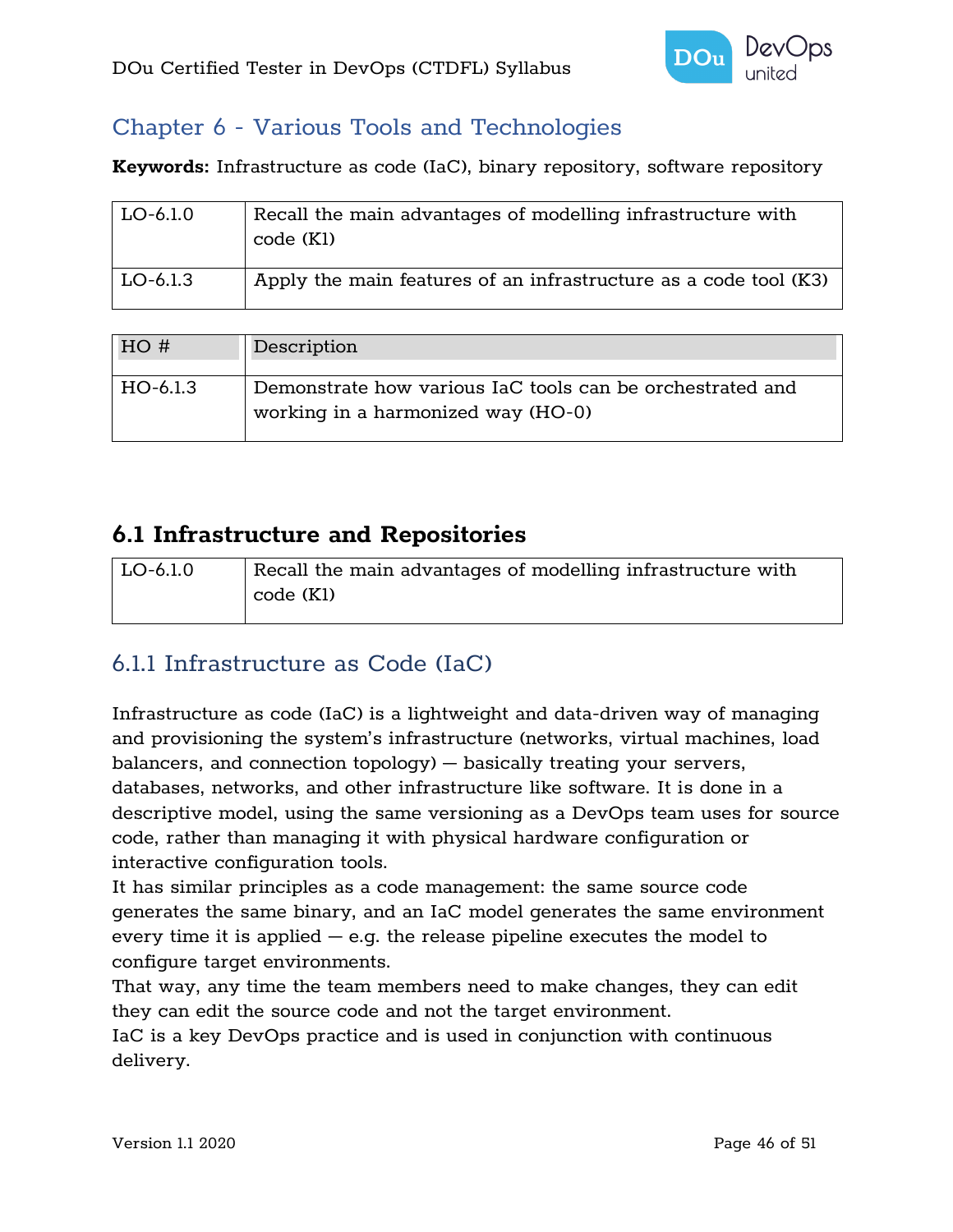# Chapter 6 - Various Tools and Technologies

**Keywords:** Infrastructure as code (IaC), binary repository, software repository

| | |
|---|---|
| LO-6.1.0 | Recall the main advantages of modelling infrastructure with code (K1) |
| LO-6.1.3 | Apply the main features of an infrastructure as a code tool (K3) |

| HO # | Description |
|---|---|
| HO-6.1.3 | Demonstrate how various IaC tools can be orchestrated and working in a harmonized way (HO-0) |

## 6.1 Infrastructure and Repositories

| | |
|---|---|
| LO-6.1.0 | Recall the main advantages of modelling infrastructure with code (K1) |

### 6.1.1 Infrastructure as Code (IaC)

Infrastructure as code (IaC) is a lightweight and data-driven way of managing and provisioning the system's infrastructure (networks, virtual machines, load balancers, and connection topology) — basically treating your servers, databases, networks, and other infrastructure like software. It is done in a descriptive model, using the same versioning as a DevOps team uses for source code, rather than managing it with physical hardware configuration or interactive configuration tools.
It has similar principles as a code management: the same source code generates the same binary, and an IaC model generates the same environment every time it is applied — e.g. the release pipeline executes the model to configure target environments.
That way, any time the team members need to make changes, they can edit they can edit the source code and not the target environment.
IaC is a key DevOps practice and is used in conjunction with continuous delivery.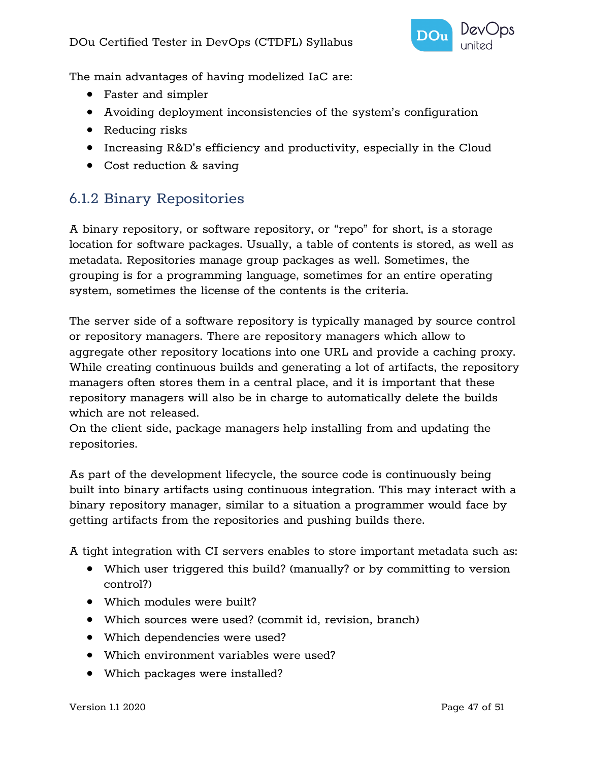The main advantages of having modelized IaC are:

- Faster and simpler
- Avoiding deployment inconsistencies of the system's configuration
- Reducing risks
- Increasing R&D's efficiency and productivity, especially in the Cloud
- Cost reduction & saving

### 6.1.2 Binary Repositories

A binary repository, or software repository, or "repo" for short, is a storage location for software packages. Usually, a table of contents is stored, as well as metadata. Repositories manage group packages as well. Sometimes, the grouping is for a programming language, sometimes for an entire operating system, sometimes the license of the contents is the criteria.

The server side of a software repository is typically managed by source control or repository managers. There are repository managers which allow to aggregate other repository locations into one URL and provide a caching proxy. While creating continuous builds and generating a lot of artifacts, the repository managers often stores them in a central place, and it is important that these repository managers will also be in charge to automatically delete the builds which are not released.
On the client side, package managers help installing from and updating the repositories.

As part of the development lifecycle, the source code is continuously being built into binary artifacts using continuous integration. This may interact with a binary repository manager, similar to a situation a programmer would face by getting artifacts from the repositories and pushing builds there.

A tight integration with CI servers enables to store important metadata such as:

- Which user triggered this build? (manually? or by committing to version control?)
- Which modules were built?
- Which sources were used? (commit id, revision, branch)
- Which dependencies were used?
- Which environment variables were used?
- Which packages were installed?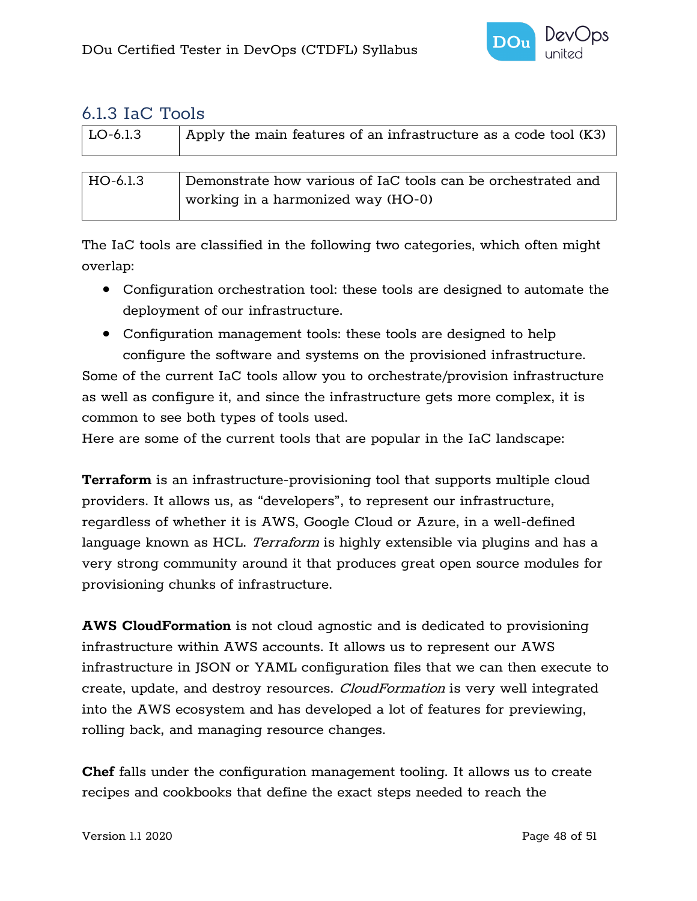### 6.1.3 IaC Tools

| LO-6.1.3 | Apply the main features of an infrastructure as a code tool (K3) |
|---|---|

| HO-6.1.3 | Demonstrate how various of IaC tools can be orchestrated and working in a harmonized way (HO-0) |
|---|---|

The IaC tools are classified in the following two categories, which often might overlap:

- Configuration orchestration tool: these tools are designed to automate the deployment of our infrastructure.
- Configuration management tools: these tools are designed to help configure the software and systems on the provisioned infrastructure.

Some of the current IaC tools allow you to orchestrate/provision infrastructure as well as configure it, and since the infrastructure gets more complex, it is common to see both types of tools used.
Here are some of the current tools that are popular in the IaC landscape:

**Terraform** is an infrastructure-provisioning tool that supports multiple cloud providers. It allows us, as "developers", to represent our infrastructure, regardless of whether it is AWS, Google Cloud or Azure, in a well-defined language known as HCL. *Terraform* is highly extensible via plugins and has a very strong community around it that produces great open source modules for provisioning chunks of infrastructure.

**AWS CloudFormation** is not cloud agnostic and is dedicated to provisioning infrastructure within AWS accounts. It allows us to represent our AWS infrastructure in JSON or YAML configuration files that we can then execute to create, update, and destroy resources. *CloudFormation* is very well integrated into the AWS ecosystem and has developed a lot of features for previewing, rolling back, and managing resource changes.

**Chef** falls under the configuration management tooling. It allows us to create recipes and cookbooks that define the exact steps needed to reach the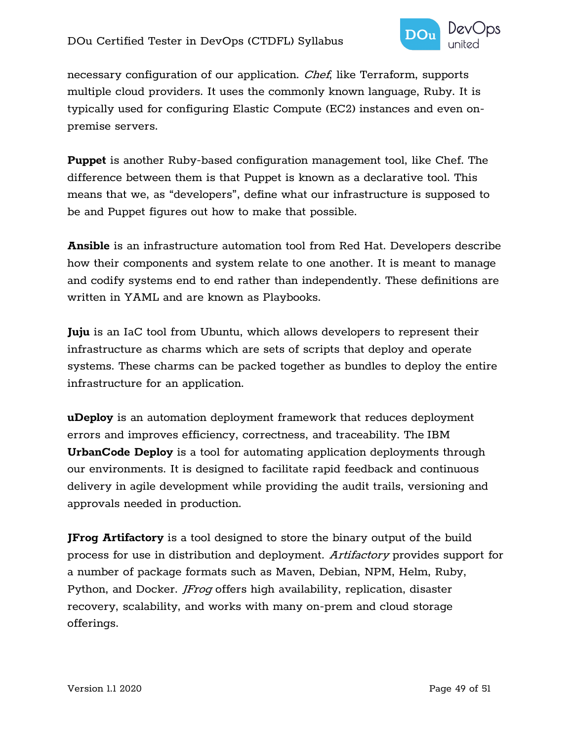necessary configuration of our application. *Chef*, like Terraform, supports multiple cloud providers. It uses the commonly known language, Ruby. It is typically used for configuring Elastic Compute (EC2) instances and even on-premise servers.

**Puppet** is another Ruby-based configuration management tool, like Chef. The difference between them is that Puppet is known as a declarative tool. This means that we, as "developers", define what our infrastructure is supposed to be and Puppet figures out how to make that possible.

**Ansible** is an infrastructure automation tool from Red Hat. Developers describe how their components and system relate to one another. It is meant to manage and codify systems end to end rather than independently. These definitions are written in YAML and are known as Playbooks.

**Juju** is an IaC tool from Ubuntu, which allows developers to represent their infrastructure as charms which are sets of scripts that deploy and operate systems. These charms can be packed together as bundles to deploy the entire infrastructure for an application.

**uDeploy** is an automation deployment framework that reduces deployment errors and improves efficiency, correctness, and traceability. The IBM **UrbanCode Deploy** is a tool for automating application deployments through our environments. It is designed to facilitate rapid feedback and continuous delivery in agile development while providing the audit trails, versioning and approvals needed in production.

**JFrog Artifactory** is a tool designed to store the binary output of the build process for use in distribution and deployment. *Artifactory* provides support for a number of package formats such as Maven, Debian, NPM, Helm, Ruby, Python, and Docker. *JFrog* offers high availability, replication, disaster recovery, scalability, and works with many on-prem and cloud storage offerings.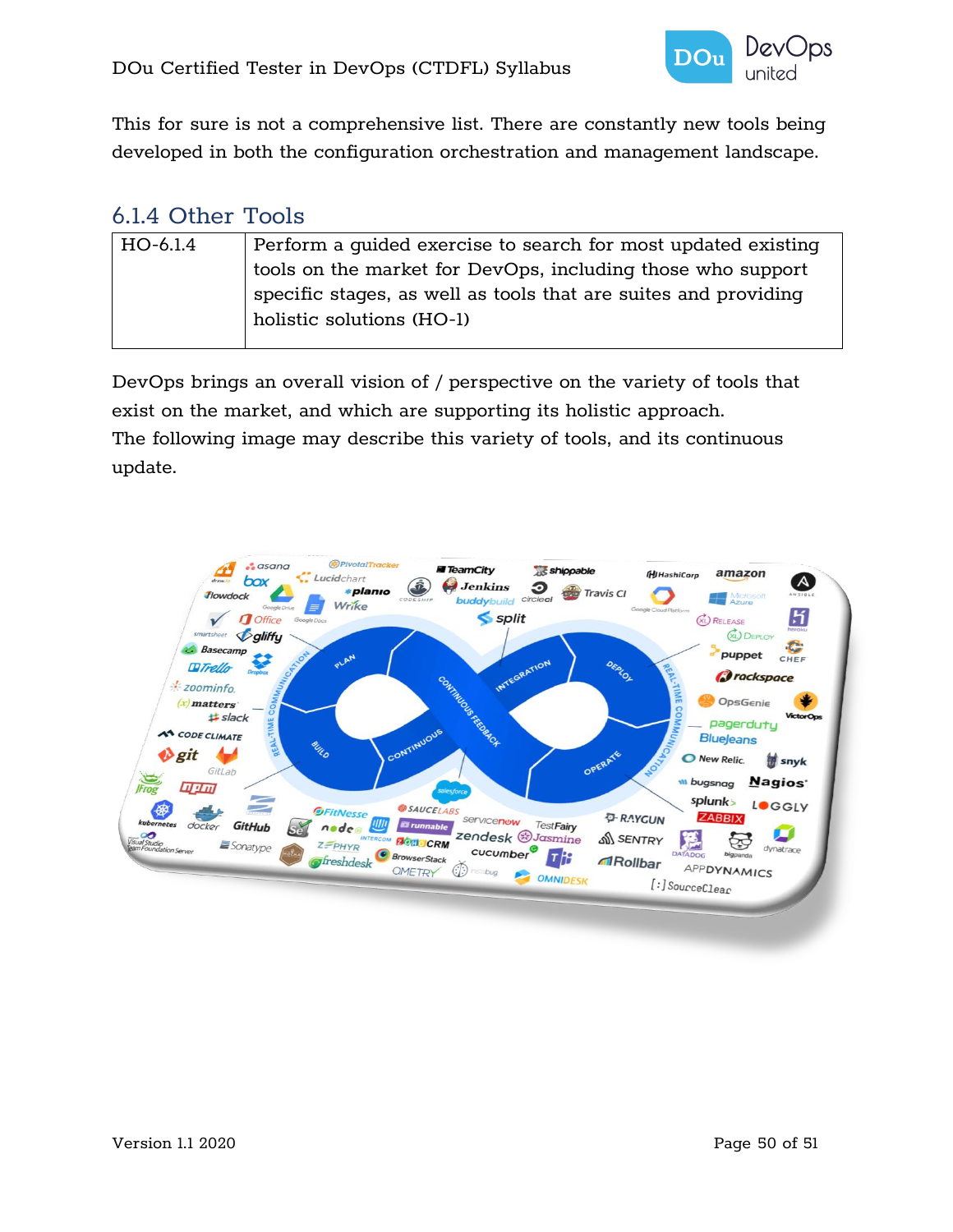This for sure is not a comprehensive list. There are constantly new tools being developed in both the configuration orchestration and management landscape.

### 6.1.4 Other Tools

| HO-6.1.4 | Perform a guided exercise to search for most updated existing tools on the market for DevOps, including those who support specific stages, as well as tools that are suites and providing holistic solutions (HO-1) |
|---|---|

DevOps brings an overall vision of / perspective on the variety of tools that exist on the market, and which are supporting its holistic approach.
The following image may describe this variety of tools, and its continuous update.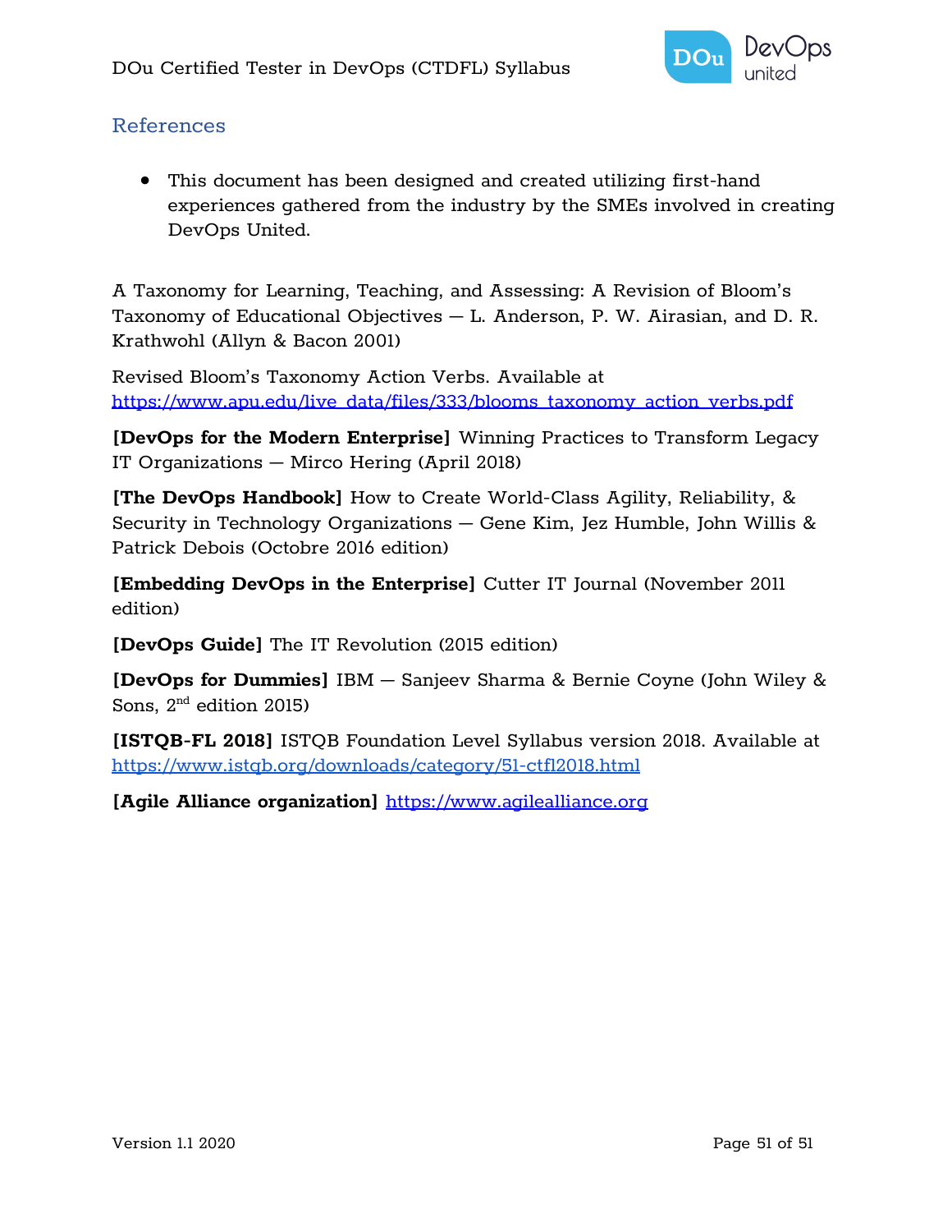## References

- This document has been designed and created utilizing first-hand experiences gathered from the industry by the SMEs involved in creating DevOps United.

A Taxonomy for Learning, Teaching, and Assessing: A Revision of Bloom's Taxonomy of Educational Objectives — L. Anderson, P. W. Airasian, and D. R. Krathwohl (Allyn & Bacon 2001)

Revised Bloom's Taxonomy Action Verbs. Available at [https://www.apu.edu/live_data/files/333/blooms_taxonomy_action_verbs.pdf](https://www.apu.edu/live_data/files/333/blooms_taxonomy_action_verbs.pdf)

**[DevOps for the Modern Enterprise]** Winning Practices to Transform Legacy IT Organizations — Mirco Hering (April 2018)

**[The DevOps Handbook]** How to Create World-Class Agility, Reliability, & Security in Technology Organizations — Gene Kim, Jez Humble, John Willis & Patrick Debois (Octobre 2016 edition)

**[Embedding DevOps in the Enterprise]** Cutter IT Journal (November 2011 edition)

**[DevOps Guide]** The IT Revolution (2015 edition)

**[DevOps for Dummies]** IBM — Sanjeev Sharma & Bernie Coyne (John Wiley & Sons, 2nd edition 2015)

**[ISTQB-FL 2018]** ISTQB Foundation Level Syllabus version 2018. Available at [https://www.istqb.org/downloads/category/51-ctfl2018.html](https://www.istqb.org/downloads/category/51-ctfl2018.html)

**[Agile Alliance organization]** [https://www.agilealliance.org](https://www.agilealliance.org)